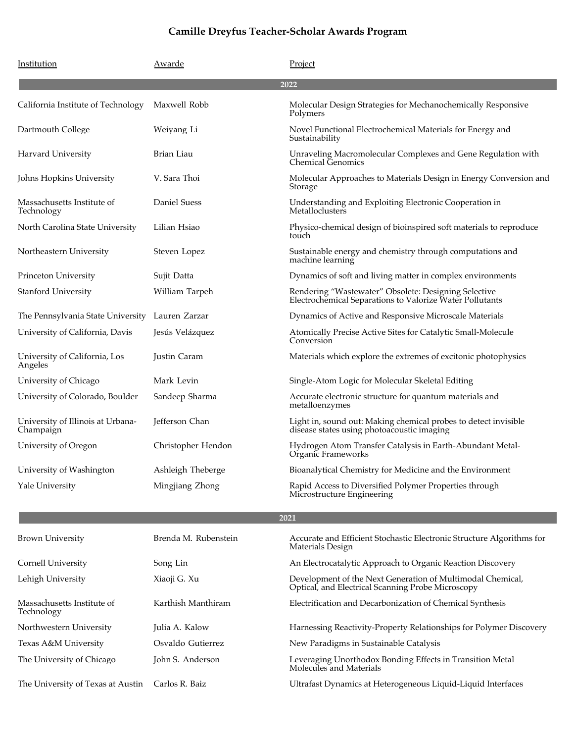# Camille Dreyfus Teacher-Scholar Awards Program

| Institution | Awarde | Project |
|---|---|---|
| **2022** | | |
| California Institute of Technology | Maxwell Robb | Molecular Design Strategies for Mechanochemically Responsive Polymers |
| Dartmouth College | Weiyang Li | Novel Functional Electrochemical Materials for Energy and Sustainability |
| Harvard University | Brian Liau | Unraveling Macromolecular Complexes and Gene Regulation with Chemical Genomics |
| Johns Hopkins University | V. Sara Thoi | Molecular Approaches to Materials Design in Energy Conversion and Storage |
| Massachusetts Institute of Technology | Daniel Suess | Understanding and Exploiting Electronic Cooperation in Metalloclusters |
| North Carolina State University | Lilian Hsiao | Physico-chemical design of bioinspired soft materials to reproduce touch |
| Northeastern University | Steven Lopez | Sustainable energy and chemistry through computations and machine learning |
| Princeton University | Sujit Datta | Dynamics of soft and living matter in complex environments |
| Stanford University | William Tarpeh | Rendering "Wastewater" Obsolete: Designing Selective Electrochemical Separations to Valorize Water Pollutants |
| The Pennsylvania State University | Lauren Zarzar | Dynamics of Active and Responsive Microscale Materials |
| University of California, Davis | Jesús Velázquez | Atomically Precise Active Sites for Catalytic Small-Molecule Conversion |
| University of California, Los Angeles | Justin Caram | Materials which explore the extremes of excitonic photophysics |
| University of Chicago | Mark Levin | Single-Atom Logic for Molecular Skeletal Editing |
| University of Colorado, Boulder | Sandeep Sharma | Accurate electronic structure for quantum materials and metalloenzymes |
| University of Illinois at Urbana-Champaign | Jefferson Chan | Light in, sound out: Making chemical probes to detect invisible disease states using photoacoustic imaging |
| University of Oregon | Christopher Hendon | Hydrogen Atom Transfer Catalysis in Earth-Abundant Metal-Organic Frameworks |
| University of Washington | Ashleigh Theberge | Bioanalytical Chemistry for Medicine and the Environment |
| Yale University | Mingjiang Zhong | Rapid Access to Diversified Polymer Properties through Microstructure Engineering |
| **2021** | | |
| Brown University | Brenda M. Rubenstein | Accurate and Efficient Stochastic Electronic Structure Algorithms for Materials Design |
| Cornell University | Song Lin | An Electrocatalytic Approach to Organic Reaction Discovery |
| Lehigh University | Xiaoji G. Xu | Development of the Next Generation of Multimodal Chemical, Optical, and Electrical Scanning Probe Microscopy |
| Massachusetts Institute of Technology | Karthish Manthiram | Electrification and Decarbonization of Chemical Synthesis |
| Northwestern University | Julia A. Kalow | Harnessing Reactivity-Property Relationships for Polymer Discovery |
| Texas A&M University | Osvaldo Gutierrez | New Paradigms in Sustainable Catalysis |
| The University of Chicago | John S. Anderson | Leveraging Unorthodox Bonding Effects in Transition Metal Molecules and Materials |
| The University of Texas at Austin | Carlos R. Baiz | Ultrafast Dynamics at Heterogeneous Liquid-Liquid Interfaces |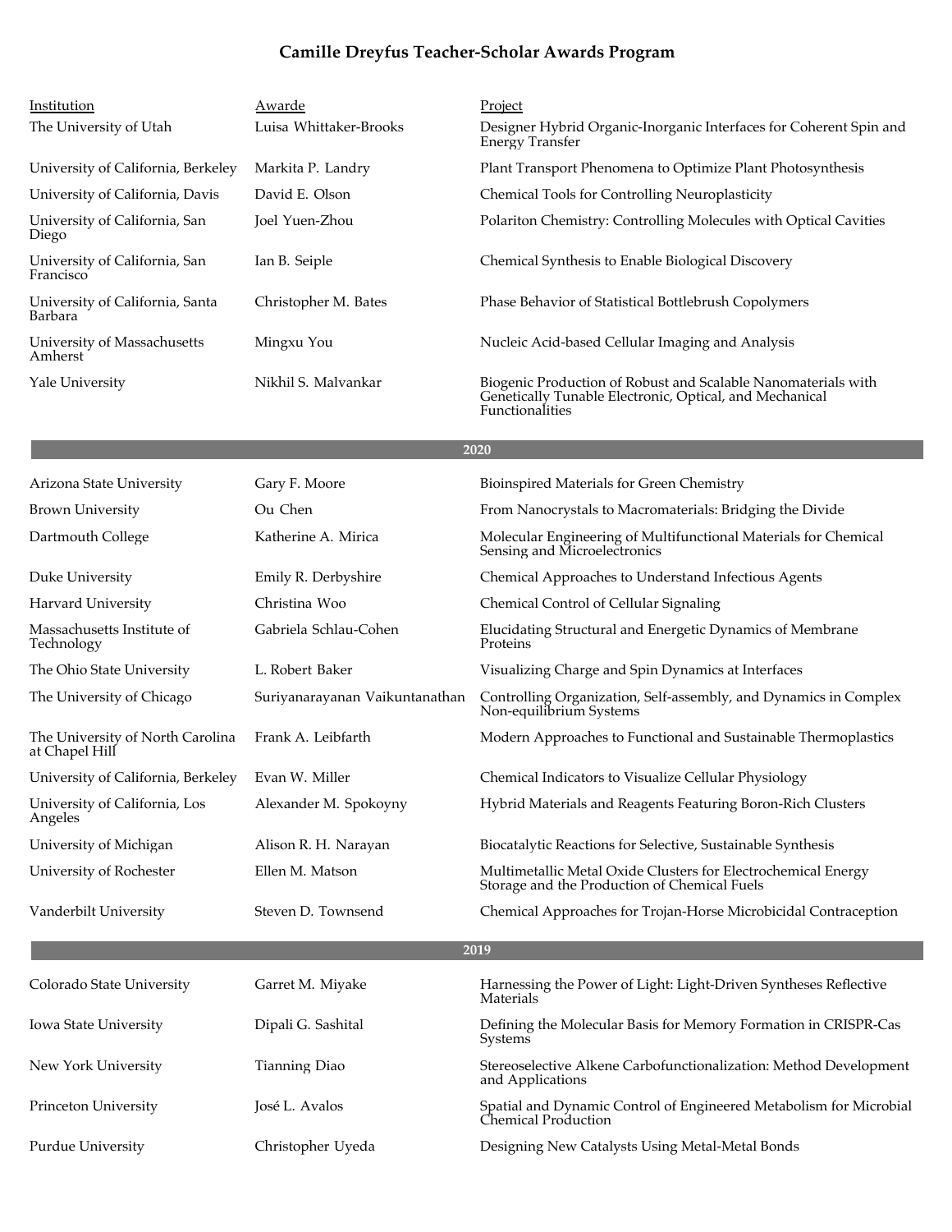**Camille Dreyfus Teacher-Scholar Awards Program**

| Institution | Awarde | Project |
|---|---|---|
| The University of Utah | Luisa Whittaker-Brooks | Designer Hybrid Organic-Inorganic Interfaces for Coherent Spin and Energy Transfer |
| University of California, Berkeley | Markita P. Landry | Plant Transport Phenomena to Optimize Plant Photosynthesis |
| University of California, Davis | David E. Olson | Chemical Tools for Controlling Neuroplasticity |
| University of California, San Diego | Joel Yuen-Zhou | Polariton Chemistry: Controlling Molecules with Optical Cavities |
| University of California, San Francisco | Ian B. Seiple | Chemical Synthesis to Enable Biological Discovery |
| University of California, Santa Barbara | Christopher M. Bates | Phase Behavior of Statistical Bottlebrush Copolymers |
| University of Massachusetts Amherst | Mingxu You | Nucleic Acid-based Cellular Imaging and Analysis |
| Yale University | Nikhil S. Malvankar | Biogenic Production of Robust and Scalable Nanomaterials with Genetically Tunable Electronic, Optical, and Mechanical Functionalities |
| **2020** | | |
| Arizona State University | Gary F. Moore | Bioinspired Materials for Green Chemistry |
| Brown University | Ou Chen | From Nanocrystals to Macromaterials: Bridging the Divide |
| Dartmouth College | Katherine A. Mirica | Molecular Engineering of Multifunctional Materials for Chemical Sensing and Microelectronics |
| Duke University | Emily R. Derbyshire | Chemical Approaches to Understand Infectious Agents |
| Harvard University | Christina Woo | Chemical Control of Cellular Signaling |
| Massachusetts Institute of Technology | Gabriela Schlau-Cohen | Elucidating Structural and Energetic Dynamics of Membrane Proteins |
| The Ohio State University | L. Robert Baker | Visualizing Charge and Spin Dynamics at Interfaces |
| The University of Chicago | Suriyanarayanan Vaikuntanathan | Controlling Organization, Self-assembly, and Dynamics in Complex Non-equilibrium Systems |
| The University of North Carolina at Chapel Hill | Frank A. Leibfarth | Modern Approaches to Functional and Sustainable Thermoplastics |
| University of California, Berkeley | Evan W. Miller | Chemical Indicators to Visualize Cellular Physiology |
| University of California, Los Angeles | Alexander M. Spokoyny | Hybrid Materials and Reagents Featuring Boron-Rich Clusters |
| University of Michigan | Alison R. H. Narayan | Biocatalytic Reactions for Selective, Sustainable Synthesis |
| University of Rochester | Ellen M. Matson | Multimetallic Metal Oxide Clusters for Electrochemical Energy Storage and the Production of Chemical Fuels |
| Vanderbilt University | Steven D. Townsend | Chemical Approaches for Trojan-Horse Microbicidal Contraception |
| **2019** | | |
| Colorado State University | Garret M. Miyake | Harnessing the Power of Light: Light-Driven Syntheses Reflective Materials |
| Iowa State University | Dipali G. Sashital | Defining the Molecular Basis for Memory Formation in CRISPR-Cas Systems |
| New York University | Tianning Diao | Stereoselective Alkene Carbofunctionalization: Method Development and Applications |
| Princeton University | José L. Avalos | Spatial and Dynamic Control of Engineered Metabolism for Microbial Chemical Production |
| Purdue University | Christopher Uyeda | Designing New Catalysts Using Metal-Metal Bonds |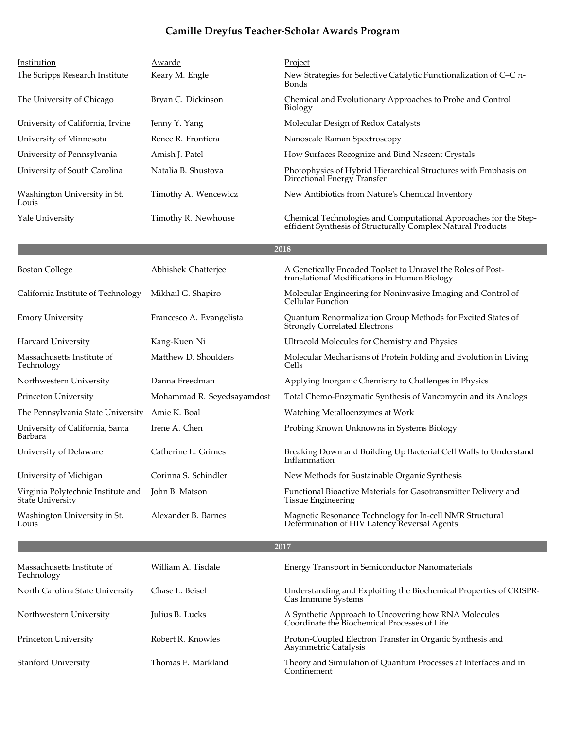# Camille Dreyfus Teacher-Scholar Awards Program

| Institution | Awarde | Project |
|---|---|---|
| The Scripps Research Institute | Keary M. Engle | New Strategies for Selective Catalytic Functionalization of C–C $\pi$-Bonds |
| The University of Chicago | Bryan C. Dickinson | Chemical and Evolutionary Approaches to Probe and Control Biology |
| University of California, Irvine | Jenny Y. Yang | Molecular Design of Redox Catalysts |
| University of Minnesota | Renee R. Frontiera | Nanoscale Raman Spectroscopy |
| University of Pennsylvania | Amish J. Patel | How Surfaces Recognize and Bind Nascent Crystals |
| University of South Carolina | Natalia B. Shustova | Photophysics of Hybrid Hierarchical Structures with Emphasis on Directional Energy Transfer |
| Washington University in St. Louis | Timothy A. Wencewicz | New Antibiotics from Nature's Chemical Inventory |
| Yale University | Timothy R. Newhouse | Chemical Technologies and Computational Approaches for the Step-efficient Synthesis of Structurally Complex Natural Products |

## 2018

| Institution | Awarde | Project |
|---|---|---|
| Boston College | Abhishek Chatterjee | A Genetically Encoded Toolset to Unravel the Roles of Post-translational Modifications in Human Biology |
| California Institute of Technology | Mikhail G. Shapiro | Molecular Engineering for Noninvasive Imaging and Control of Cellular Function |
| Emory University | Francesco A. Evangelista | Quantum Renormalization Group Methods for Excited States of Strongly Correlated Electrons |
| Harvard University | Kang-Kuen Ni | Ultracold Molecules for Chemistry and Physics |
| Massachusetts Institute of Technology | Matthew D. Shoulders | Molecular Mechanisms of Protein Folding and Evolution in Living Cells |
| Northwestern University | Danna Freedman | Applying Inorganic Chemistry to Challenges in Physics |
| Princeton University | Mohammad R. Seyedsayamdost | Total Chemo-Enzymatic Synthesis of Vancomycin and its Analogs |
| The Pennsylvania State University | Amie K. Boal | Watching Metalloenzymes at Work |
| University of California, Santa Barbara | Irene A. Chen | Probing Known Unknowns in Systems Biology |
| University of Delaware | Catherine L. Grimes | Breaking Down and Building Up Bacterial Cell Walls to Understand Inflammation |
| University of Michigan | Corinna S. Schindler | New Methods for Sustainable Organic Synthesis |
| Virginia Polytechnic Institute and State University | John B. Matson | Functional Bioactive Materials for Gasotransmitter Delivery and Tissue Engineering |
| Washington University in St. Louis | Alexander B. Barnes | Magnetic Resonance Technology for In-cell NMR Structural Determination of HIV Latency Reversal Agents |

## 2017

| Institution | Awarde | Project |
|---|---|---|
| Massachusetts Institute of Technology | William A. Tisdale | Energy Transport in Semiconductor Nanomaterials |
| North Carolina State University | Chase L. Beisel | Understanding and Exploiting the Biochemical Properties of CRISPR-Cas Immune Systems |
| Northwestern University | Julius B. Lucks | A Synthetic Approach to Uncovering how RNA Molecules Coordinate the Biochemical Processes of Life |
| Princeton University | Robert R. Knowles | Proton-Coupled Electron Transfer in Organic Synthesis and Asymmetric Catalysis |
| Stanford University | Thomas E. Markland | Theory and Simulation of Quantum Processes at Interfaces and in Confinement |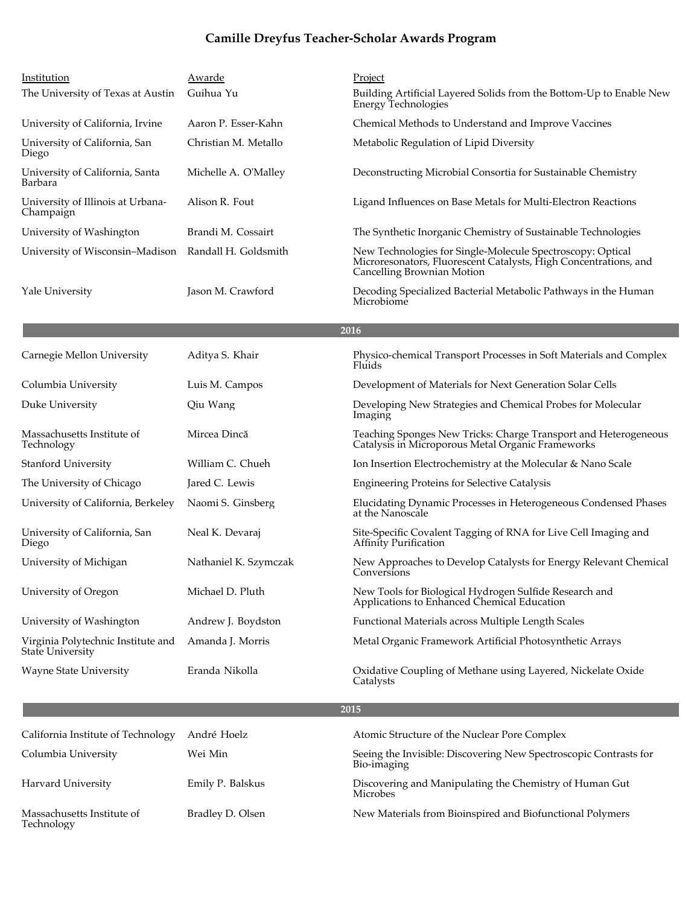# Camille Dreyfus Teacher-Scholar Awards Program

| Institution | Awarde | Project |
| --- | --- | --- |
| The University of Texas at Austin | Guihua Yu | Building Artificial Layered Solids from the Bottom-Up to Enable New Energy Technologies |
| University of California, Irvine | Aaron P. Esser-Kahn | Chemical Methods to Understand and Improve Vaccines |
| University of California, San Diego | Christian M. Metallo | Metabolic Regulation of Lipid Diversity |
| University of California, Santa Barbara | Michelle A. O'Malley | Deconstructing Microbial Consortia for Sustainable Chemistry |
| University of Illinois at Urbana-Champaign | Alison R. Fout | Ligand Influences on Base Metals for Multi-Electron Reactions |
| University of Washington | Brandi M. Cossairt | The Synthetic Inorganic Chemistry of Sustainable Technologies |
| University of Wisconsin–Madison | Randall H. Goldsmith | New Technologies for Single-Molecule Spectroscopy: Optical Microresonators, Fluorescent Catalysts, High Concentrations, and Cancelling Brownian Motion |
| Yale University | Jason M. Crawford | Decoding Specialized Bacterial Metabolic Pathways in the Human Microbiome |
| | **2016** | |
| Carnegie Mellon University | Aditya S. Khair | Physico-chemical Transport Processes in Soft Materials and Complex Fluids |
| Columbia University | Luis M. Campos | Development of Materials for Next Generation Solar Cells |
| Duke University | Qiu Wang | Developing New Strategies and Chemical Probes for Molecular Imaging |
| Massachusetts Institute of Technology | Mircea Dincă | Teaching Sponges New Tricks: Charge Transport and Heterogeneous Catalysis in Microporous Metal Organic Frameworks |
| Stanford University | William C. Chueh | Ion Insertion Electrochemistry at the Molecular & Nano Scale |
| The University of Chicago | Jared C. Lewis | Engineering Proteins for Selective Catalysis |
| University of California, Berkeley | Naomi S. Ginsberg | Elucidating Dynamic Processes in Heterogeneous Condensed Phases at the Nanoscale |
| University of California, San Diego | Neal K. Devaraj | Site-Specific Covalent Tagging of RNA for Live Cell Imaging and Affinity Purification |
| University of Michigan | Nathaniel K. Szymczak | New Approaches to Develop Catalysts for Energy Relevant Chemical Conversions |
| University of Oregon | Michael D. Pluth | New Tools for Biological Hydrogen Sulfide Research and Applications to Enhanced Chemical Education |
| University of Washington | Andrew J. Boydston | Functional Materials across Multiple Length Scales |
| Virginia Polytechnic Institute and State University | Amanda J. Morris | Metal Organic Framework Artificial Photosynthetic Arrays |
| Wayne State University | Eranda Nikolla | Oxidative Coupling of Methane using Layered, Nickelate Oxide Catalysts |
| | **2015** | |
| California Institute of Technology | André Hoelz | Atomic Structure of the Nuclear Pore Complex |
| Columbia University | Wei Min | Seeing the Invisible: Discovering New Spectroscopic Contrasts for Bio-imaging |
| Harvard University | Emily P. Balskus | Discovering and Manipulating the Chemistry of Human Gut Microbes |
| Massachusetts Institute of Technology | Bradley D. Olsen | New Materials from Bioinspired and Biofunctional Polymers |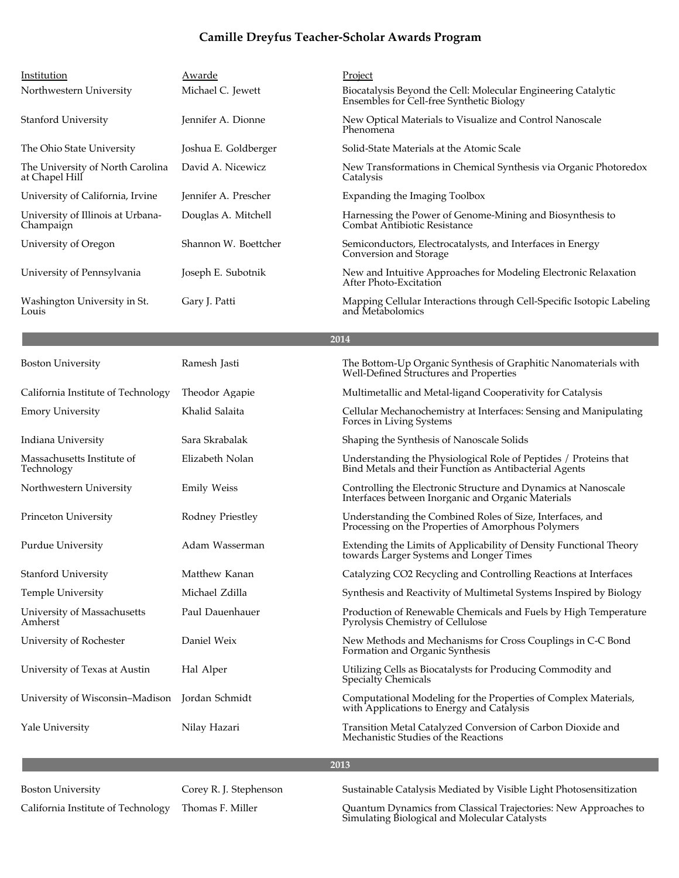# Camille Dreyfus Teacher-Scholar Awards Program

| Institution | Awarde | Project |
|---|---|---|
| Northwestern University | Michael C. Jewett | Biocatalysis Beyond the Cell: Molecular Engineering Catalytic Ensembles for Cell-free Synthetic Biology |
| Stanford University | Jennifer A. Dionne | New Optical Materials to Visualize and Control Nanoscale Phenomena |
| The Ohio State University | Joshua E. Goldberger | Solid-State Materials at the Atomic Scale |
| The University of North Carolina at Chapel Hill | David A. Nicewicz | New Transformations in Chemical Synthesis via Organic Photoredox Catalysis |
| University of California, Irvine | Jennifer A. Prescher | Expanding the Imaging Toolbox |
| University of Illinois at Urbana-Champaign | Douglas A. Mitchell | Harnessing the Power of Genome-Mining and Biosynthesis to Combat Antibiotic Resistance |
| University of Oregon | Shannon W. Boettcher | Semiconductors, Electrocatalysts, and Interfaces in Energy Conversion and Storage |
| University of Pennsylvania | Joseph E. Subotnik | New and Intuitive Approaches for Modeling Electronic Relaxation After Photo-Excitation |
| Washington University in St. Louis | Gary J. Patti | Mapping Cellular Interactions through Cell-Specific Isotopic Labeling and Metabolomics |

## 2014

| Institution | Awarde | Project |
|---|---|---|
| Boston University | Ramesh Jasti | The Bottom-Up Organic Synthesis of Graphitic Nanomaterials with Well-Defined Structures and Properties |
| California Institute of Technology | Theodor Agapie | Multimetallic and Metal-ligand Cooperativity for Catalysis |
| Emory University | Khalid Salaita | Cellular Mechanochemistry at Interfaces: Sensing and Manipulating Forces in Living Systems |
| Indiana University | Sara Skrabalak | Shaping the Synthesis of Nanoscale Solids |
| Massachusetts Institute of Technology | Elizabeth Nolan | Understanding the Physiological Role of Peptides / Proteins that Bind Metals and their Function as Antibacterial Agents |
| Northwestern University | Emily Weiss | Controlling the Electronic Structure and Dynamics at Nanoscale Interfaces between Inorganic and Organic Materials |
| Princeton University | Rodney Priestley | Understanding the Combined Roles of Size, Interfaces, and Processing on the Properties of Amorphous Polymers |
| Purdue University | Adam Wasserman | Extending the Limits of Applicability of Density Functional Theory towards Larger Systems and Longer Times |
| Stanford University | Matthew Kanan | Catalyzing CO2 Recycling and Controlling Reactions at Interfaces |
| Temple University | Michael Zdilla | Synthesis and Reactivity of Multimetal Systems Inspired by Biology |
| University of Massachusetts Amherst | Paul Dauenhauer | Production of Renewable Chemicals and Fuels by High Temperature Pyrolysis Chemistry of Cellulose |
| University of Rochester | Daniel Weix | New Methods and Mechanisms for Cross Couplings in C-C Bond Formation and Organic Synthesis |
| University of Texas at Austin | Hal Alper | Utilizing Cells as Biocatalysts for Producing Commodity and Specialty Chemicals |
| University of Wisconsin–Madison | Jordan Schmidt | Computational Modeling for the Properties of Complex Materials, with Applications to Energy and Catalysis |
| Yale University | Nilay Hazari | Transition Metal Catalyzed Conversion of Carbon Dioxide and Mechanistic Studies of the Reactions |

## 2013

| Institution | Awarde | Project |
|---|---|---|
| Boston University | Corey R. J. Stephenson | Sustainable Catalysis Mediated by Visible Light Photosensitization |
| California Institute of Technology | Thomas F. Miller | Quantum Dynamics from Classical Trajectories: New Approaches to Simulating Biological and Molecular Catalysts |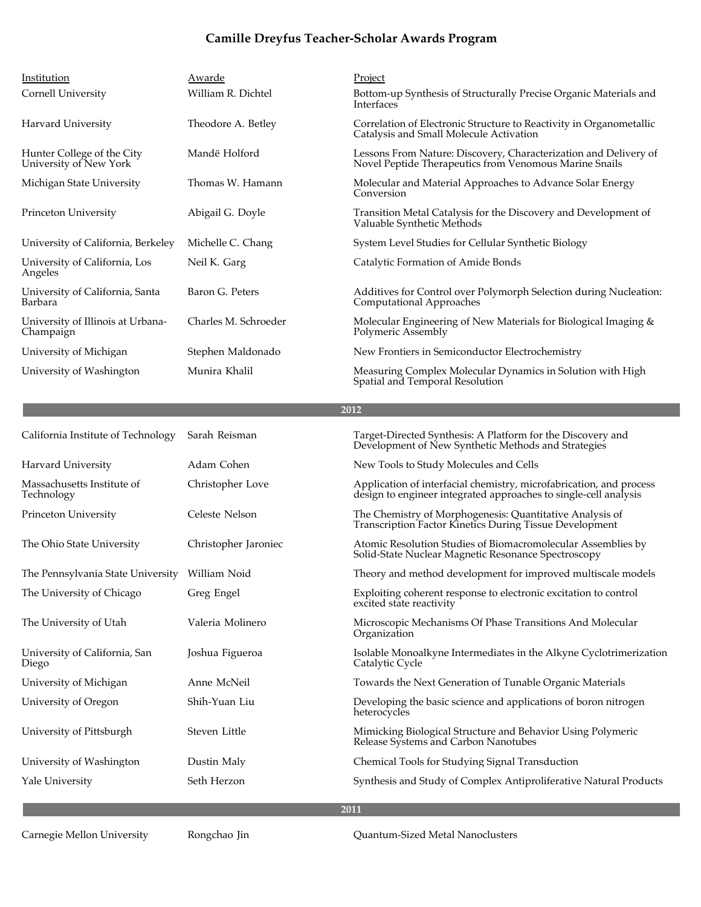# Camille Dreyfus Teacher-Scholar Awards Program

| Institution | Awarde | Project |
| --- | --- | --- |
| Cornell University | William R. Dichtel | Bottom-up Synthesis of Structurally Precise Organic Materials and Interfaces |
| Harvard University | Theodore A. Betley | Correlation of Electronic Structure to Reactivity in Organometallic Catalysis and Small Molecule Activation |
| Hunter College of the City University of New York | Mandë Holford | Lessons From Nature: Discovery, Characterization and Delivery of Novel Peptide Therapeutics from Venomous Marine Snails |
| Michigan State University | Thomas W. Hamann | Molecular and Material Approaches to Advance Solar Energy Conversion |
| Princeton University | Abigail G. Doyle | Transition Metal Catalysis for the Discovery and Development of Valuable Synthetic Methods |
| University of California, Berkeley | Michelle C. Chang | System Level Studies for Cellular Synthetic Biology |
| University of California, Los Angeles | Neil K. Garg | Catalytic Formation of Amide Bonds |
| University of California, Santa Barbara | Baron G. Peters | Additives for Control over Polymorph Selection during Nucleation: Computational Approaches |
| University of Illinois at Urbana-Champaign | Charles M. Schroeder | Molecular Engineering of New Materials for Biological Imaging & Polymeric Assembly |
| University of Michigan | Stephen Maldonado | New Frontiers in Semiconductor Electrochemistry |
| University of Washington | Munira Khalil | Measuring Complex Molecular Dynamics in Solution with High Spatial and Temporal Resolution |

## 2012

| Institution | Awarde | Project |
| --- | --- | --- |
| California Institute of Technology | Sarah Reisman | Target-Directed Synthesis: A Platform for the Discovery and Development of New Synthetic Methods and Strategies |
| Harvard University | Adam Cohen | New Tools to Study Molecules and Cells |
| Massachusetts Institute of Technology | Christopher Love | Application of interfacial chemistry, microfabrication, and process design to engineer integrated approaches to single-cell analysis |
| Princeton University | Celeste Nelson | The Chemistry of Morphogenesis: Quantitative Analysis of Transcription Factor Kinetics During Tissue Development |
| The Ohio State University | Christopher Jaroniec | Atomic Resolution Studies of Biomacromolecular Assemblies by Solid-State Nuclear Magnetic Resonance Spectroscopy |
| The Pennsylvania State University | William Noid | Theory and method development for improved multiscale models |
| The University of Chicago | Greg Engel | Exploiting coherent response to electronic excitation to control excited state reactivity |
| The University of Utah | Valeria Molinero | Microscopic Mechanisms Of Phase Transitions And Molecular Organization |
| University of California, San Diego | Joshua Figueroa | Isolable Monoalkyne Intermediates in the Alkyne Cyclotrimerization Catalytic Cycle |
| University of Michigan | Anne McNeil | Towards the Next Generation of Tunable Organic Materials |
| University of Oregon | Shih-Yuan Liu | Developing the basic science and applications of boron nitrogen heterocycles |
| University of Pittsburgh | Steven Little | Mimicking Biological Structure and Behavior Using Polymeric Release Systems and Carbon Nanotubes |
| University of Washington | Dustin Maly | Chemical Tools for Studying Signal Transduction |
| Yale University | Seth Herzon | Synthesis and Study of Complex Antiproliferative Natural Products |

## 2011

| Institution | Awarde | Project |
| --- | --- | --- |
| Carnegie Mellon University | Rongchao Jin | Quantum-Sized Metal Nanoclusters |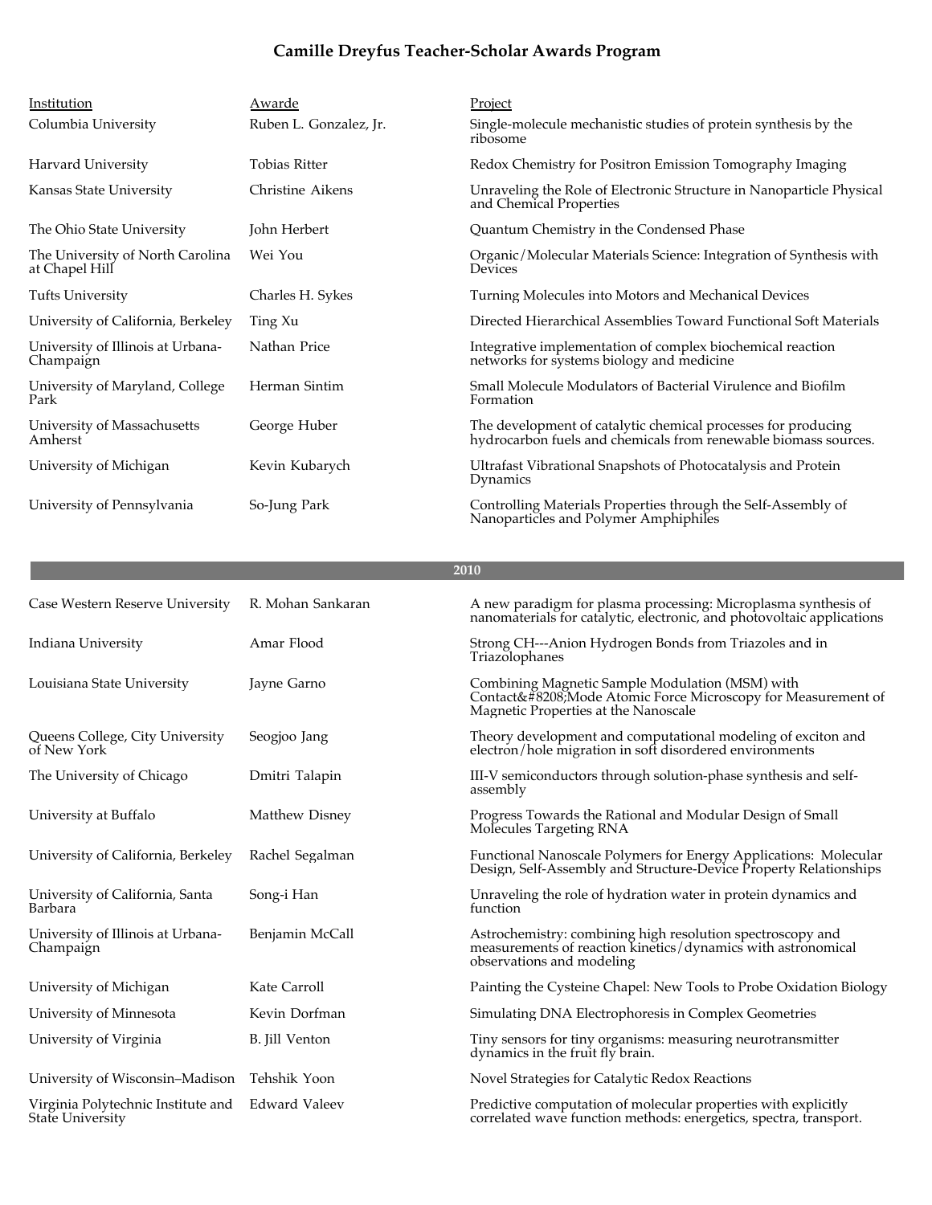# Camille Dreyfus Teacher-Scholar Awards Program

| Institution | Awarde | Project |
| --- | --- | --- |
| Columbia University | Ruben L. Gonzalez, Jr. | Single-molecule mechanistic studies of protein synthesis by the ribosome |
| Harvard University | Tobias Ritter | Redox Chemistry for Positron Emission Tomography Imaging |
| Kansas State University | Christine Aikens | Unraveling the Role of Electronic Structure in Nanoparticle Physical and Chemical Properties |
| The Ohio State University | John Herbert | Quantum Chemistry in the Condensed Phase |
| The University of North Carolina at Chapel Hill | Wei You | Organic/Molecular Materials Science: Integration of Synthesis with Devices |
| Tufts University | Charles H. Sykes | Turning Molecules into Motors and Mechanical Devices |
| University of California, Berkeley | Ting Xu | Directed Hierarchical Assemblies Toward Functional Soft Materials |
| University of Illinois at Urbana-Champaign | Nathan Price | Integrative implementation of complex biochemical reaction networks for systems biology and medicine |
| University of Maryland, College Park | Herman Sintim | Small Molecule Modulators of Bacterial Virulence and Biofilm Formation |
| University of Massachusetts Amherst | George Huber | The development of catalytic chemical processes for producing hydrocarbon fuels and chemicals from renewable biomass sources. |
| University of Michigan | Kevin Kubarych | Ultrafast Vibrational Snapshots of Photocatalysis and Protein Dynamics |
| University of Pennsylvania | So-Jung Park | Controlling Materials Properties through the Self-Assembly of Nanoparticles and Polymer Amphiphiles |

## 2010

| Institution | Awarde | Project |
| --- | --- | --- |
| Case Western Reserve University | R. Mohan Sankaran | A new paradigm for plasma processing: Microplasma synthesis of nanomaterials for catalytic, electronic, and photovoltaic applications |
| Indiana University | Amar Flood | Strong CH---Anion Hydrogen Bonds from Triazoles and in Triazolophanes |
| Louisiana State University | Jayne Garno | Combining Magnetic Sample Modulation (MSM) with Contact&#8208;Mode Atomic Force Microscopy for Measurement of Magnetic Properties at the Nanoscale |
| Queens College, City University of New York | Seogjoo Jang | Theory development and computational modeling of exciton and electron/hole migration in soft disordered environments |
| The University of Chicago | Dmitri Talapin | III-V semiconductors through solution-phase synthesis and self-assembly |
| University at Buffalo | Matthew Disney | Progress Towards the Rational and Modular Design of Small Molecules Targeting RNA |
| University of California, Berkeley | Rachel Segalman | Functional Nanoscale Polymers for Energy Applications: Molecular Design, Self-Assembly and Structure-Device Property Relationships |
| University of California, Santa Barbara | Song-i Han | Unraveling the role of hydration water in protein dynamics and function |
| University of Illinois at Urbana-Champaign | Benjamin McCall | Astrochemistry: combining high resolution spectroscopy and measurements of reaction kinetics/dynamics with astronomical observations and modeling |
| University of Michigan | Kate Carroll | Painting the Cysteine Chapel: New Tools to Probe Oxidation Biology |
| University of Minnesota | Kevin Dorfman | Simulating DNA Electrophoresis in Complex Geometries |
| University of Virginia | B. Jill Venton | Tiny sensors for tiny organisms: measuring neurotransmitter dynamics in the fruit fly brain. |
| University of Wisconsin–Madison | Tehshik Yoon | Novel Strategies for Catalytic Redox Reactions |
| Virginia Polytechnic Institute and State University | Edward Valeev | Predictive computation of molecular properties with explicitly correlated wave function methods: energetics, spectra, transport. |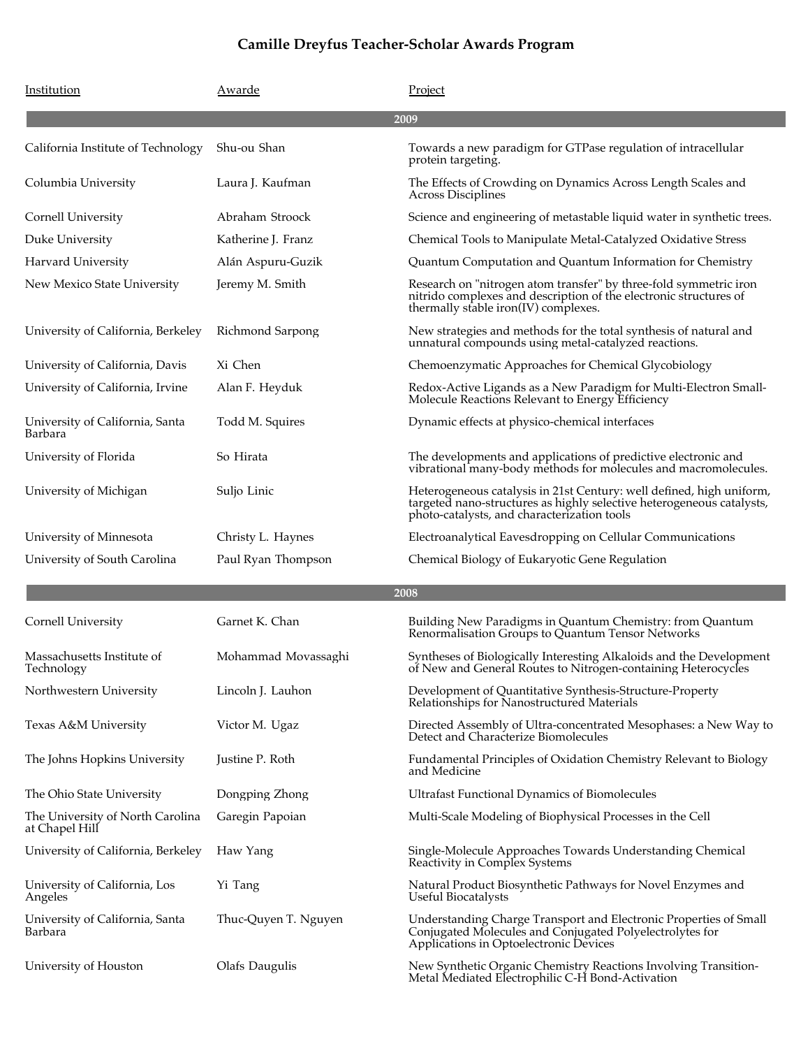# Camille Dreyfus Teacher-Scholar Awards Program

| Institution | Awarde | Project |
|---|---|---|
| **2009** | | |
| California Institute of Technology | Shu-ou Shan | Towards a new paradigm for GTPase regulation of intracellular protein targeting. |
| Columbia University | Laura J. Kaufman | The Effects of Crowding on Dynamics Across Length Scales and Across Disciplines |
| Cornell University | Abraham Stroock | Science and engineering of metastable liquid water in synthetic trees. |
| Duke University | Katherine J. Franz | Chemical Tools to Manipulate Metal-Catalyzed Oxidative Stress |
| Harvard University | Alán Aspuru-Guzik | Quantum Computation and Quantum Information for Chemistry |
| New Mexico State University | Jeremy M. Smith | Research on "nitrogen atom transfer" by three-fold symmetric iron nitrido complexes and description of the electronic structures of thermally stable iron(IV) complexes. |
| University of California, Berkeley | Richmond Sarpong | New strategies and methods for the total synthesis of natural and unnatural compounds using metal-catalyzed reactions. |
| University of California, Davis | Xi Chen | Chemoenzymatic Approaches for Chemical Glycobiology |
| University of California, Irvine | Alan F. Heyduk | Redox-Active Ligands as a New Paradigm for Multi-Electron Small-Molecule Reactions Relevant to Energy Efficiency |
| University of California, Santa Barbara | Todd M. Squires | Dynamic effects at physico-chemical interfaces |
| University of Florida | So Hirata | The developments and applications of predictive electronic and vibrational many-body methods for molecules and macromolecules. |
| University of Michigan | Suljo Linic | Heterogeneous catalysis in 21st Century: well defined, high uniform, targeted nano-structures as highly selective heterogeneous catalysts, photo-catalysts, and characterization tools |
| University of Minnesota | Christy L. Haynes | Electroanalytical Eavesdropping on Cellular Communications |
| University of South Carolina | Paul Ryan Thompson | Chemical Biology of Eukaryotic Gene Regulation |
| **2008** | | |
| Cornell University | Garnet K. Chan | Building New Paradigms in Quantum Chemistry: from Quantum Renormalisation Groups to Quantum Tensor Networks |
| Massachusetts Institute of Technology | Mohammad Movassaghi | Syntheses of Biologically Interesting Alkaloids and the Development of New and General Routes to Nitrogen-containing Heterocycles |
| Northwestern University | Lincoln J. Lauhon | Development of Quantitative Synthesis-Structure-Property Relationships for Nanostructured Materials |
| Texas A&M University | Victor M. Ugaz | Directed Assembly of Ultra-concentrated Mesophases: a New Way to Detect and Characterize Biomolecules |
| The Johns Hopkins University | Justine P. Roth | Fundamental Principles of Oxidation Chemistry Relevant to Biology and Medicine |
| The Ohio State University | Dongping Zhong | Ultrafast Functional Dynamics of Biomolecules |
| The University of North Carolina at Chapel Hill | Garegin Papoian | Multi-Scale Modeling of Biophysical Processes in the Cell |
| University of California, Berkeley | Haw Yang | Single-Molecule Approaches Towards Understanding Chemical Reactivity in Complex Systems |
| University of California, Los Angeles | Yi Tang | Natural Product Biosynthetic Pathways for Novel Enzymes and Useful Biocatalysts |
| University of California, Santa Barbara | Thuc-Quyen T. Nguyen | Understanding Charge Transport and Electronic Properties of Small Conjugated Molecules and Conjugated Polyelectrolytes for Applications in Optoelectronic Devices |
| University of Houston | Olafs Daugulis | New Synthetic Organic Chemistry Reactions Involving Transition-Metal Mediated Electrophilic C-H Bond-Activation |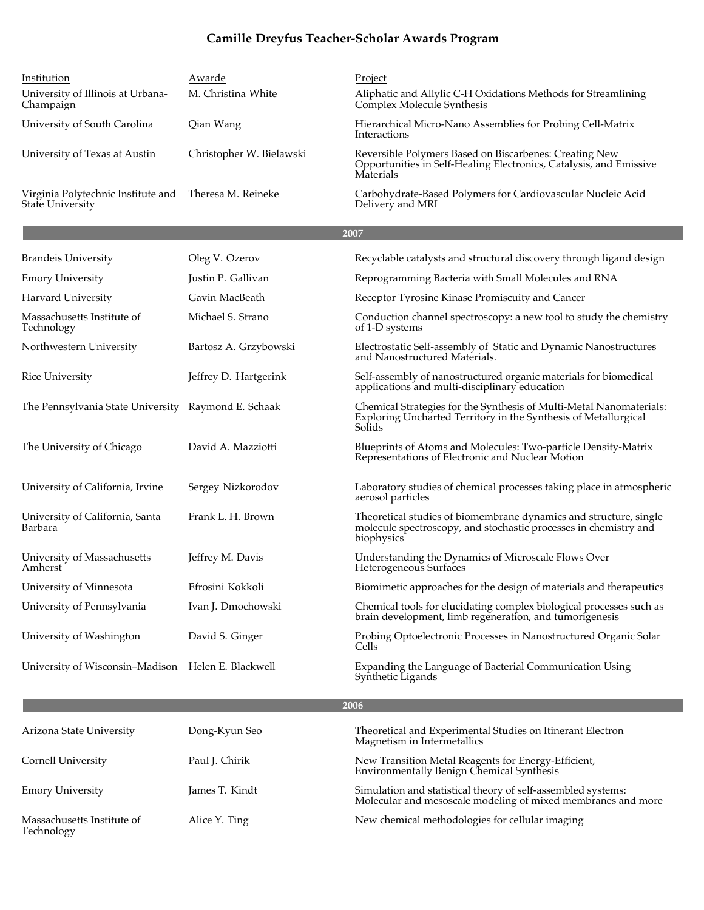## Camille Dreyfus Teacher-Scholar Awards Program

| Institution | Awarde | Project |
|---|---|---|
| University of Illinois at Urbana-Champaign | M. Christina White | Aliphatic and Allylic C-H Oxidations Methods for Streamlining Complex Molecule Synthesis |
| University of South Carolina | Qian Wang | Hierarchical Micro-Nano Assemblies for Probing Cell-Matrix Interactions |
| University of Texas at Austin | Christopher W. Bielawski | Reversible Polymers Based on Biscarbenes: Creating New Opportunities in Self-Healing Electronics, Catalysis, and Emissive Materials |
| Virginia Polytechnic Institute and State University | Theresa M. Reineke | Carbohydrate-Based Polymers for Cardiovascular Nucleic Acid Delivery and MRI |
| **2007** | | |
| Brandeis University | Oleg V. Ozerov | Recyclable catalysts and structural discovery through ligand design |
| Emory University | Justin P. Gallivan | Reprogramming Bacteria with Small Molecules and RNA |
| Harvard University | Gavin MacBeath | Receptor Tyrosine Kinase Promiscuity and Cancer |
| Massachusetts Institute of Technology | Michael S. Strano | Conduction channel spectroscopy: a new tool to study the chemistry of 1-D systems |
| Northwestern University | Bartosz A. Grzybowski | Electrostatic Self-assembly of Static and Dynamic Nanostructures and Nanostructured Materials. |
| Rice University | Jeffrey D. Hartgerink | Self-assembly of nanostructured organic materials for biomedical applications and multi-disciplinary education |
| The Pennsylvania State University | Raymond E. Schaak | Chemical Strategies for the Synthesis of Multi-Metal Nanomaterials: Exploring Uncharted Territory in the Synthesis of Metallurgical Solids |
| The University of Chicago | David A. Mazziotti | Blueprints of Atoms and Molecules: Two-particle Density-Matrix Representations of Electronic and Nuclear Motion |
| University of California, Irvine | Sergey Nizkorodov | Laboratory studies of chemical processes taking place in atmospheric aerosol particles |
| University of California, Santa Barbara | Frank L. H. Brown | Theoretical studies of biomembrane dynamics and structure, single molecule spectroscopy, and stochastic processes in chemistry and biophysics |
| University of Massachusetts Amherst | Jeffrey M. Davis | Understanding the Dynamics of Microscale Flows Over Heterogeneous Surfaces |
| University of Minnesota | Efrosini Kokkoli | Biomimetic approaches for the design of materials and therapeutics |
| University of Pennsylvania | Ivan J. Dmochowski | Chemical tools for elucidating complex biological processes such as brain development, limb regeneration, and tumorigenesis |
| University of Washington | David S. Ginger | Probing Optoelectronic Processes in Nanostructured Organic Solar Cells |
| University of Wisconsin–Madison | Helen E. Blackwell | Expanding the Language of Bacterial Communication Using Synthetic Ligands |
| **2006** | | |
| Arizona State University | Dong-Kyun Seo | Theoretical and Experimental Studies on Itinerant Electron Magnetism in Intermetallics |
| Cornell University | Paul J. Chirik | New Transition Metal Reagents for Energy-Efficient, Environmentally Benign Chemical Synthesis |
| Emory University | James T. Kindt | Simulation and statistical theory of self-assembled systems: Molecular and mesoscale modeling of mixed membranes and more |
| Massachusetts Institute of Technology | Alice Y. Ting | New chemical methodologies for cellular imaging |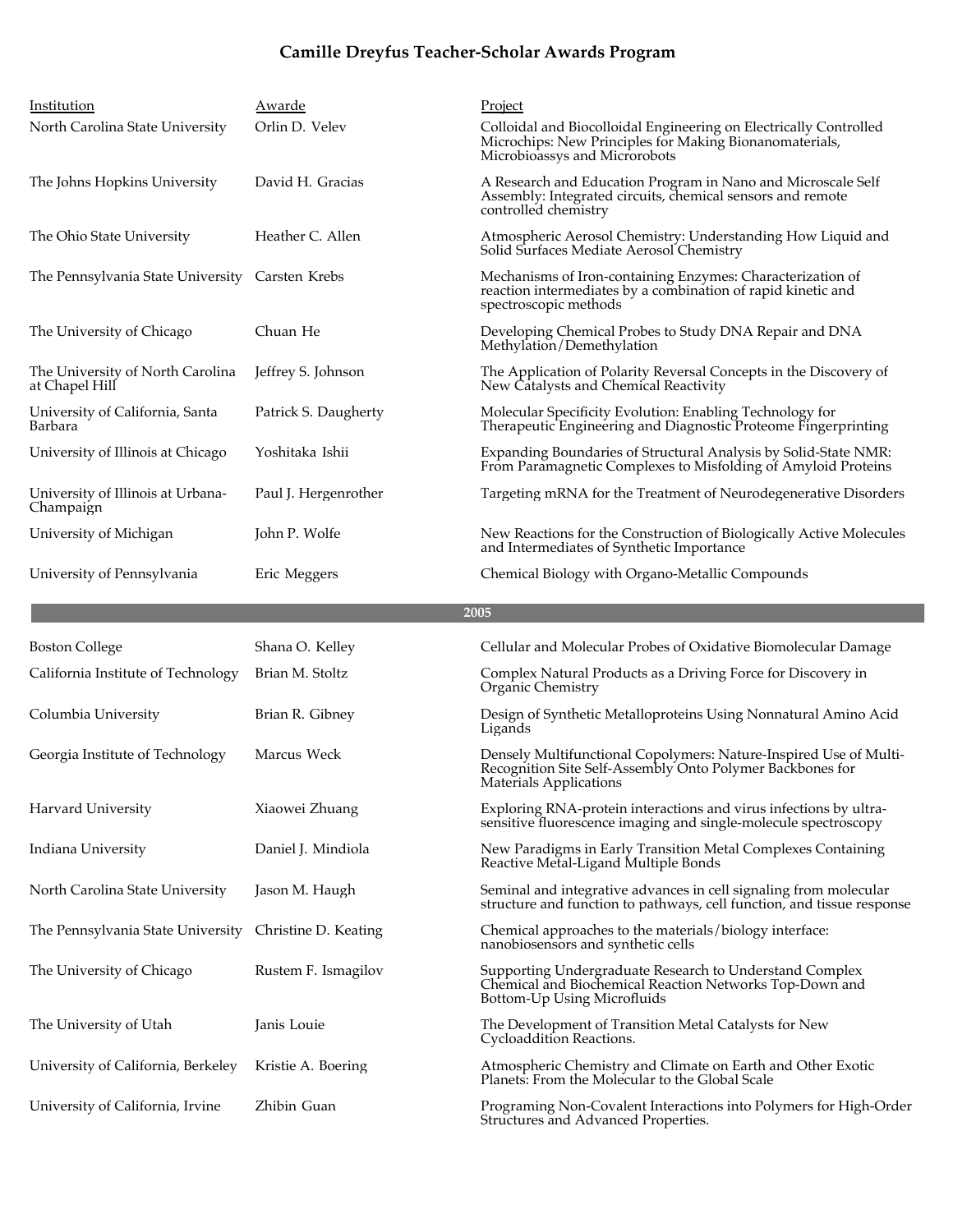# Camille Dreyfus Teacher-Scholar Awards Program

| Institution | Awarde | Project |
| --- | --- | --- |
| North Carolina State University | Orlin D. Velev | Colloidal and Biocolloidal Engineering on Electrically Controlled Microchips: New Principles for Making Bionanomaterials, Microbioassys and Microrobots |
| The Johns Hopkins University | David H. Gracias | A Research and Education Program in Nano and Microscale Self Assembly: Integrated circuits, chemical sensors and remote controlled chemistry |
| The Ohio State University | Heather C. Allen | Atmospheric Aerosol Chemistry: Understanding How Liquid and Solid Surfaces Mediate Aerosol Chemistry |
| The Pennsylvania State University | Carsten Krebs | Mechanisms of Iron-containing Enzymes: Characterization of reaction intermediates by a combination of rapid kinetic and spectroscopic methods |
| The University of Chicago | Chuan He | Developing Chemical Probes to Study DNA Repair and DNA Methylation/Demethylation |
| The University of North Carolina at Chapel Hill | Jeffrey S. Johnson | The Application of Polarity Reversal Concepts in the Discovery of New Catalysts and Chemical Reactivity |
| University of California, Santa Barbara | Patrick S. Daugherty | Molecular Specificity Evolution: Enabling Technology for Therapeutic Engineering and Diagnostic Proteome Fingerprinting |
| University of Illinois at Chicago | Yoshitaka Ishii | Expanding Boundaries of Structural Analysis by Solid-State NMR: From Paramagnetic Complexes to Misfolding of Amyloid Proteins |
| University of Illinois at Urbana-Champaign | Paul J. Hergenrother | Targeting mRNA for the Treatment of Neurodegenerative Disorders |
| University of Michigan | John P. Wolfe | New Reactions for the Construction of Biologically Active Molecules and Intermediates of Synthetic Importance |
| University of Pennsylvania | Eric Meggers | Chemical Biology with Organo-Metallic Compounds |

## 2005

| Institution | Awarde | Project |
| --- | --- | --- |
| Boston College | Shana O. Kelley | Cellular and Molecular Probes of Oxidative Biomolecular Damage |
| California Institute of Technology | Brian M. Stoltz | Complex Natural Products as a Driving Force for Discovery in Organic Chemistry |
| Columbia University | Brian R. Gibney | Design of Synthetic Metalloproteins Using Nonnatural Amino Acid Ligands |
| Georgia Institute of Technology | Marcus Weck | Densely Multifunctional Copolymers: Nature-Inspired Use of Multi-Recognition Site Self-Assembly Onto Polymer Backbones for Materials Applications |
| Harvard University | Xiaowei Zhuang | Exploring RNA-protein interactions and virus infections by ultra-sensitive fluorescence imaging and single-molecule spectroscopy |
| Indiana University | Daniel J. Mindiola | New Paradigms in Early Transition Metal Complexes Containing Reactive Metal-Ligand Multiple Bonds |
| North Carolina State University | Jason M. Haugh | Seminal and integrative advances in cell signaling from molecular structure and function to pathways, cell function, and tissue response |
| The Pennsylvania State University | Christine D. Keating | Chemical approaches to the materials/biology interface: nanobiosensors and synthetic cells |
| The University of Chicago | Rustem F. Ismagilov | Supporting Undergraduate Research to Understand Complex Chemical and Biochemical Reaction Networks Top-Down and Bottom-Up Using Microfluids |
| The University of Utah | Janis Louie | The Development of Transition Metal Catalysts for New Cycloaddition Reactions. |
| University of California, Berkeley | Kristie A. Boering | Atmospheric Chemistry and Climate on Earth and Other Exotic Planets: From the Molecular to the Global Scale |
| University of California, Irvine | Zhibin Guan | Programing Non-Covalent Interactions into Polymers for High-Order Structures and Advanced Properties. |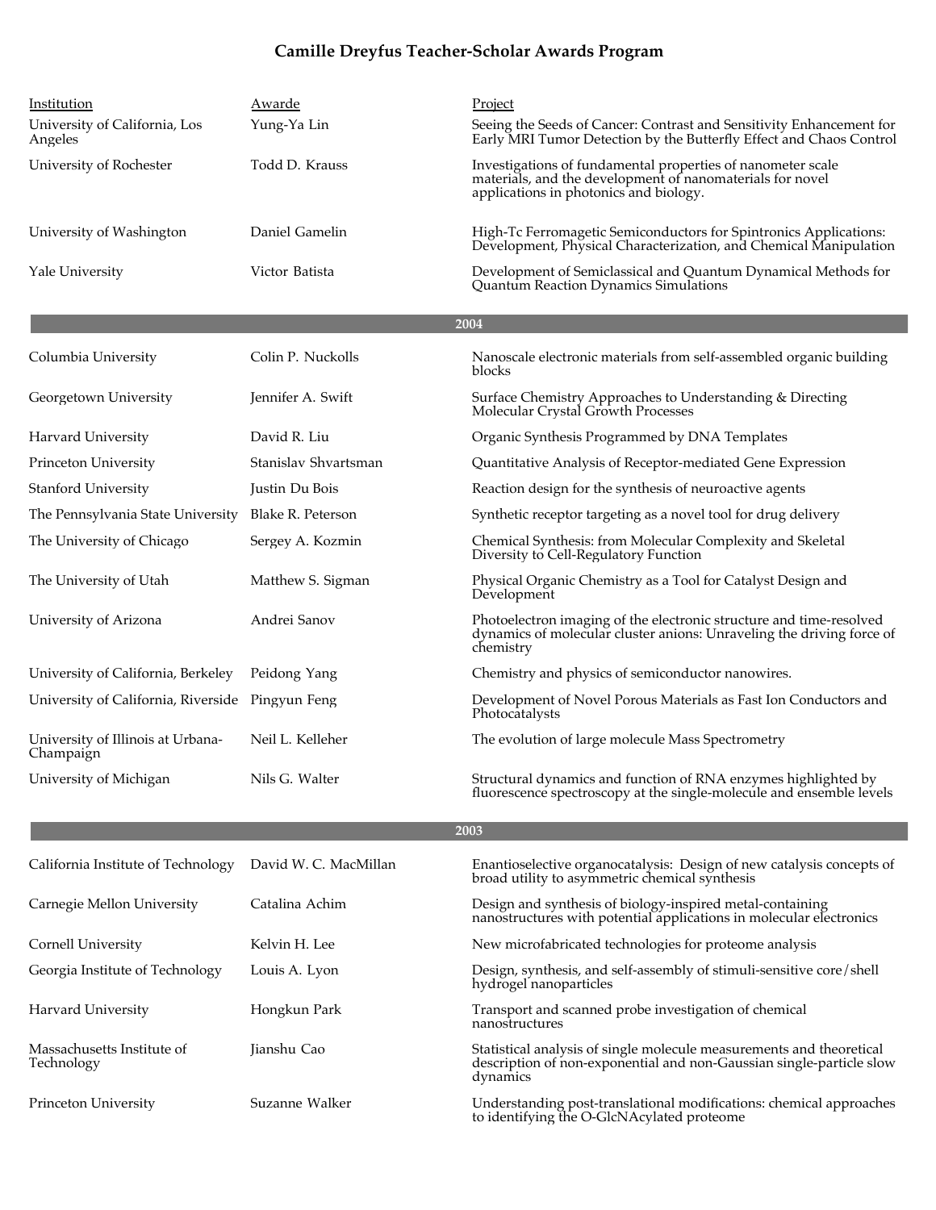# Camille Dreyfus Teacher-Scholar Awards Program

| Institution | Awarde | Project |
|---|---|---|
| University of California, Los Angeles | Yung-Ya Lin | Seeing the Seeds of Cancer: Contrast and Sensitivity Enhancement for Early MRI Tumor Detection by the Butterfly Effect and Chaos Control |
| University of Rochester | Todd D. Krauss | Investigations of fundamental properties of nanometer scale materials, and the development of nanomaterials for novel applications in photonics and biology. |
| University of Washington | Daniel Gamelin | High-Tc Ferromagetic Semiconductors for Spintronics Applications: Development, Physical Characterization, and Chemical Manipulation |
| Yale University | Victor Batista | Development of Semiclassical and Quantum Dynamical Methods for Quantum Reaction Dynamics Simulations |
| **2004** | | |
| Columbia University | Colin P. Nuckolls | Nanoscale electronic materials from self-assembled organic building blocks |
| Georgetown University | Jennifer A. Swift | Surface Chemistry Approaches to Understanding & Directing Molecular Crystal Growth Processes |
| Harvard University | David R. Liu | Organic Synthesis Programmed by DNA Templates |
| Princeton University | Stanislav Shvartsman | Quantitative Analysis of Receptor-mediated Gene Expression |
| Stanford University | Justin Du Bois | Reaction design for the synthesis of neuroactive agents |
| The Pennsylvania State University | Blake R. Peterson | Synthetic receptor targeting as a novel tool for drug delivery |
| The University of Chicago | Sergey A. Kozmin | Chemical Synthesis: from Molecular Complexity and Skeletal Diversity to Cell-Regulatory Function |
| The University of Utah | Matthew S. Sigman | Physical Organic Chemistry as a Tool for Catalyst Design and Development |
| University of Arizona | Andrei Sanov | Photoelectron imaging of the electronic structure and time-resolved dynamics of molecular cluster anions: Unraveling the driving force of chemistry |
| University of California, Berkeley | Peidong Yang | Chemistry and physics of semiconductor nanowires. |
| University of California, Riverside | Pingyun Feng | Development of Novel Porous Materials as Fast Ion Conductors and Photocatalysts |
| University of Illinois at Urbana-Champaign | Neil L. Kelleher | The evolution of large molecule Mass Spectrometry |
| University of Michigan | Nils G. Walter | Structural dynamics and function of RNA enzymes highlighted by fluorescence spectroscopy at the single-molecule and ensemble levels |
| **2003** | | |
| California Institute of Technology | David W. C. MacMillan | Enantioselective organocatalysis: Design of new catalysis concepts of broad utility to asymmetric chemical synthesis |
| Carnegie Mellon University | Catalina Achim | Design and synthesis of biology-inspired metal-containing nanostructures with potential applications in molecular electronics |
| Cornell University | Kelvin H. Lee | New microfabricated technologies for proteome analysis |
| Georgia Institute of Technology | Louis A. Lyon | Design, synthesis, and self-assembly of stimuli-sensitive core/shell hydrogel nanoparticles |
| Harvard University | Hongkun Park | Transport and scanned probe investigation of chemical nanostructures |
| Massachusetts Institute of Technology | Jianshu Cao | Statistical analysis of single molecule measurements and theoretical description of non-exponential and non-Gaussian single-particle slow dynamics |
| Princeton University | Suzanne Walker | Understanding post-translational modifications: chemical approaches to identifying the O-GlcNAcylated proteome |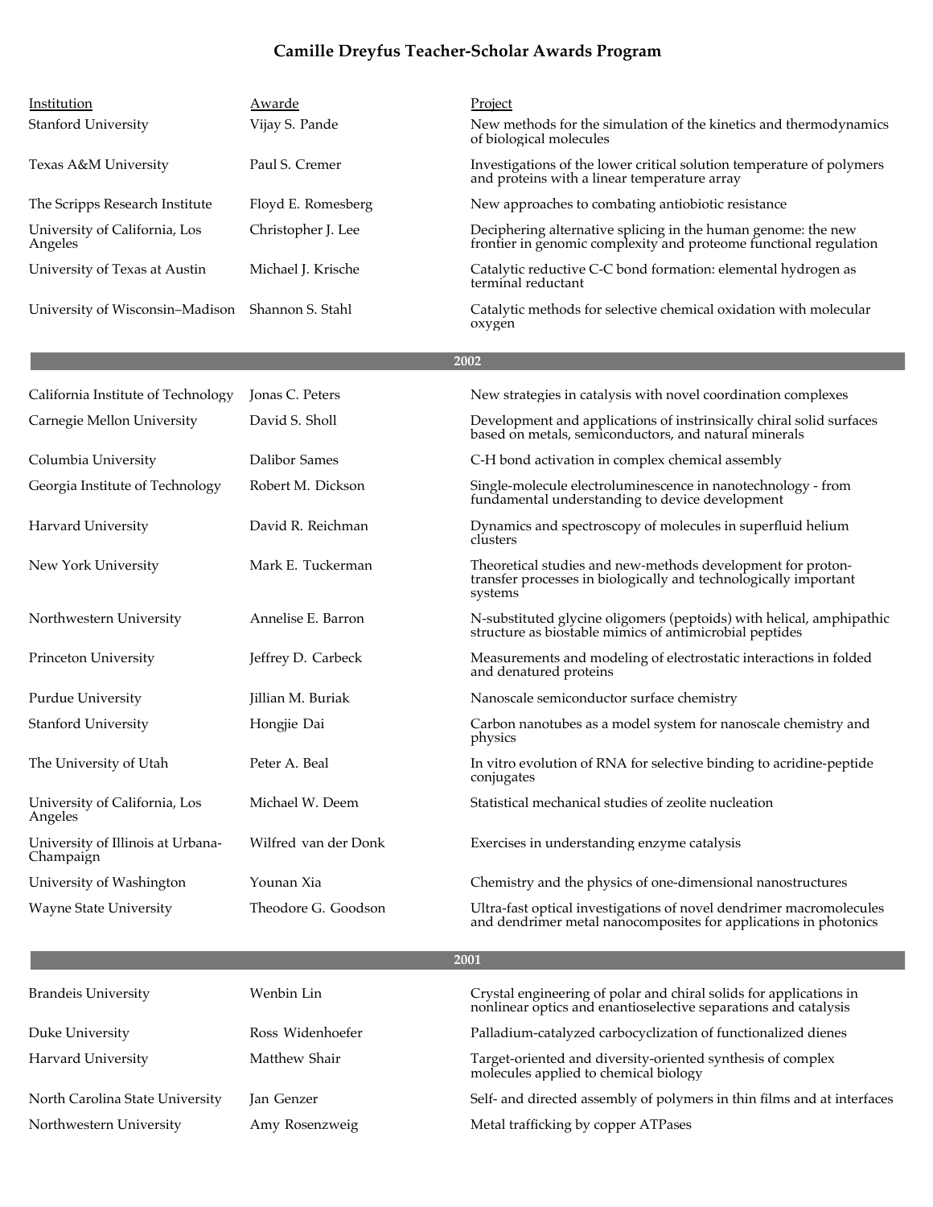# Camille Dreyfus Teacher-Scholar Awards Program

| Institution | Awarde | Project |
|---|---|---|
| Stanford University | Vijay S. Pande | New methods for the simulation of the kinetics and thermodynamics of biological molecules |
| Texas A&M University | Paul S. Cremer | Investigations of the lower critical solution temperature of polymers and proteins with a linear temperature array |
| The Scripps Research Institute | Floyd E. Romesberg | New approaches to combating antiobiotic resistance |
| University of California, Los Angeles | Christopher J. Lee | Deciphering alternative splicing in the human genome: the new frontier in genomic complexity and proteome functional regulation |
| University of Texas at Austin | Michael J. Krische | Catalytic reductive C-C bond formation: elemental hydrogen as terminal reductant |
| University of Wisconsin–Madison | Shannon S. Stahl | Catalytic methods for selective chemical oxidation with molecular oxygen |
| **2002** | | |
| California Institute of Technology | Jonas C. Peters | New strategies in catalysis with novel coordination complexes |
| Carnegie Mellon University | David S. Sholl | Development and applications of instrinsically chiral solid surfaces based on metals, semiconductors, and natural minerals |
| Columbia University | Dalibor Sames | C-H bond activation in complex chemical assembly |
| Georgia Institute of Technology | Robert M. Dickson | Single-molecule electroluminescence in nanotechnology - from fundamental understanding to device development |
| Harvard University | David R. Reichman | Dynamics and spectroscopy of molecules in superfluid helium clusters |
| New York University | Mark E. Tuckerman | Theoretical studies and new-methods development for proton-transfer processes in biologically and technologically important systems |
| Northwestern University | Annelise E. Barron | N-substituted glycine oligomers (peptoids) with helical, amphipathic structure as biostable mimics of antimicrobial peptides |
| Princeton University | Jeffrey D. Carbeck | Measurements and modeling of electrostatic interactions in folded and denatured proteins |
| Purdue University | Jillian M. Buriak | Nanoscale semiconductor surface chemistry |
| Stanford University | Hongjie Dai | Carbon nanotubes as a model system for nanoscale chemistry and physics |
| The University of Utah | Peter A. Beal | In vitro evolution of RNA for selective binding to acridine-peptide conjugates |
| University of California, Los Angeles | Michael W. Deem | Statistical mechanical studies of zeolite nucleation |
| University of Illinois at Urbana-Champaign | Wilfred van der Donk | Exercises in understanding enzyme catalysis |
| University of Washington | Younan Xia | Chemistry and the physics of one-dimensional nanostructures |
| Wayne State University | Theodore G. Goodson | Ultra-fast optical investigations of novel dendrimer macromolecules and dendrimer metal nanocomposites for applications in photonics |
| **2001** | | |
| Brandeis University | Wenbin Lin | Crystal engineering of polar and chiral solids for applications in nonlinear optics and enantioselective separations and catalysis |
| Duke University | Ross Widenhoefer | Palladium-catalyzed carbocyclization of functionalized dienes |
| Harvard University | Matthew Shair | Target-oriented and diversity-oriented synthesis of complex molecules applied to chemical biology |
| North Carolina State University | Jan Genzer | Self- and directed assembly of polymers in thin films and at interfaces |
| Northwestern University | Amy Rosenzweig | Metal trafficking by copper ATPases |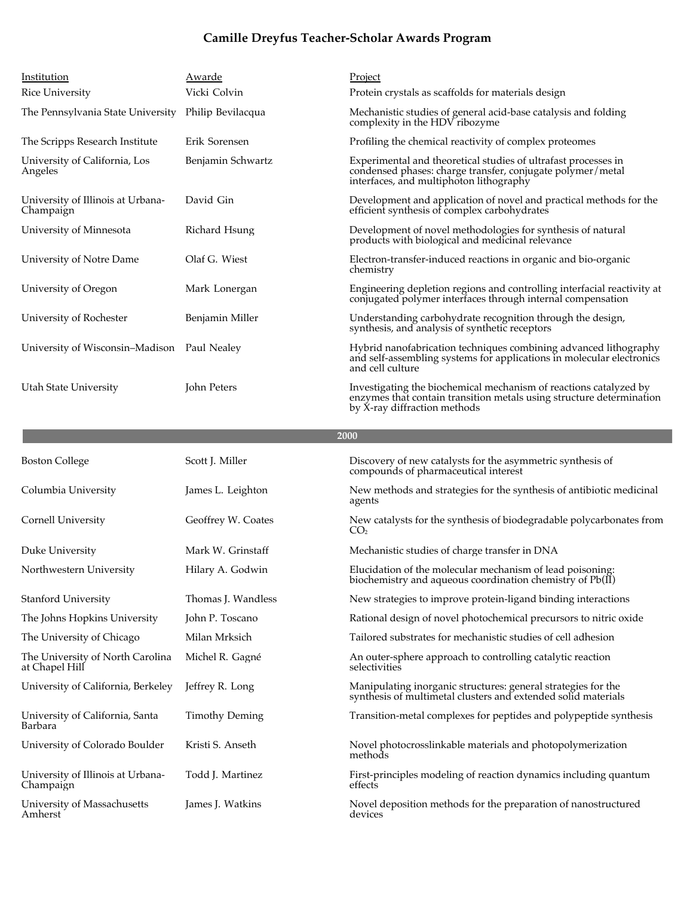# Camille Dreyfus Teacher-Scholar Awards Program

| Institution | Awarde | Project |
|---|---|---|
| Rice University | Vicki Colvin | Protein crystals as scaffolds for materials design |
| The Pennsylvania State University | Philip Bevilacqua | Mechanistic studies of general acid-base catalysis and folding complexity in the HDV ribozyme |
| The Scripps Research Institute | Erik Sorensen | Profiling the chemical reactivity of complex proteomes |
| University of California, Los Angeles | Benjamin Schwartz | Experimental and theoretical studies of ultrafast processes in condensed phases: charge transfer, conjugate polymer/metal interfaces, and multiphoton lithography |
| University of Illinois at Urbana-Champaign | David Gin | Development and application of novel and practical methods for the efficient synthesis of complex carbohydrates |
| University of Minnesota | Richard Hsung | Development of novel methodologies for synthesis of natural products with biological and medicinal relevance |
| University of Notre Dame | Olaf G. Wiest | Electron-transfer-induced reactions in organic and bio-organic chemistry |
| University of Oregon | Mark Lonergan | Engineering depletion regions and controlling interfacial reactivity at conjugated polymer interfaces through internal compensation |
| University of Rochester | Benjamin Miller | Understanding carbohydrate recognition through the design, synthesis, and analysis of synthetic receptors |
| University of Wisconsin–Madison | Paul Nealey | Hybrid nanofabrication techniques combining advanced lithography and self-assembling systems for applications in molecular electronics and cell culture |
| Utah State University | John Peters | Investigating the biochemical mechanism of reactions catalyzed by enzymes that contain transition metals using structure determination by X-ray diffraction methods |

## 2000

| Institution | Awarde | Project |
|---|---|---|
| Boston College | Scott J. Miller | Discovery of new catalysts for the asymmetric synthesis of compounds of pharmaceutical interest |
| Columbia University | James L. Leighton | New methods and strategies for the synthesis of antibiotic medicinal agents |
| Cornell University | Geoffrey W. Coates | New catalysts for the synthesis of biodegradable polycarbonates from $CO_2$ |
| Duke University | Mark W. Grinstaff | Mechanistic studies of charge transfer in DNA |
| Northwestern University | Hilary A. Godwin | Elucidation of the molecular mechanism of lead poisoning: biochemistry and aqueous coordination chemistry of Pb(II) |
| Stanford University | Thomas J. Wandless | New strategies to improve protein-ligand binding interactions |
| The Johns Hopkins University | John P. Toscano | Rational design of novel photochemical precursors to nitric oxide |
| The University of Chicago | Milan Mrksich | Tailored substrates for mechanistic studies of cell adhesion |
| The University of North Carolina at Chapel Hill | Michel R. Gagné | An outer-sphere approach to controlling catalytic reaction selectivities |
| University of California, Berkeley | Jeffrey R. Long | Manipulating inorganic structures: general strategies for the synthesis of multimetal clusters and extended solid materials |
| University of California, Santa Barbara | Timothy Deming | Transition-metal complexes for peptides and polypeptide synthesis |
| University of Colorado Boulder | Kristi S. Anseth | Novel photocrosslinkable materials and photopolymerization methods |
| University of Illinois at Urbana-Champaign | Todd J. Martinez | First-principles modeling of reaction dynamics including quantum effects |
| University of Massachusetts Amherst | James J. Watkins | Novel deposition methods for the preparation of nanostructured devices |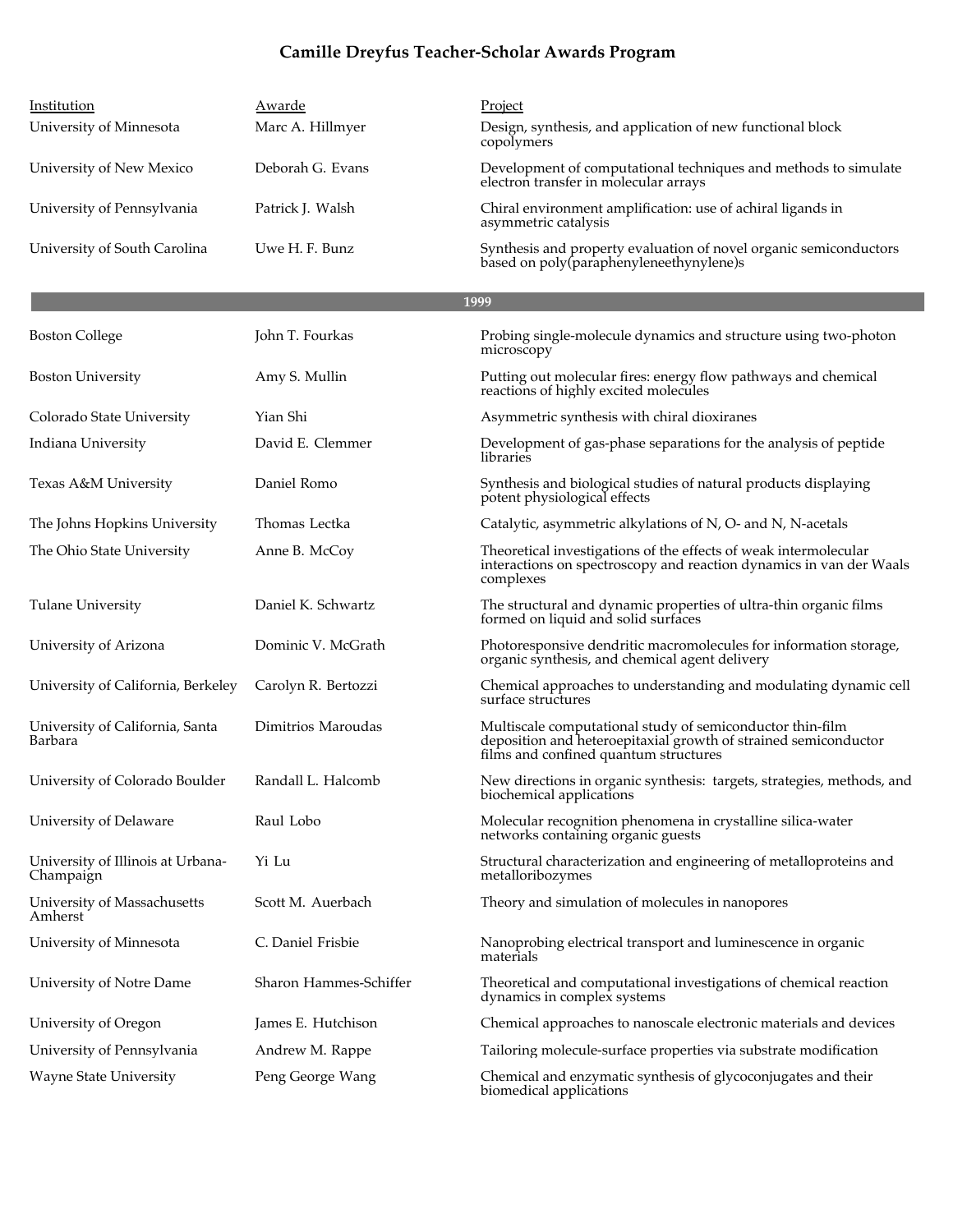# Camille Dreyfus Teacher-Scholar Awards Program

| Institution | Awarde | Project |
| --- | --- | --- |
| University of Minnesota | Marc A. Hillmyer | Design, synthesis, and application of new functional block copolymers |
| University of New Mexico | Deborah G. Evans | Development of computational techniques and methods to simulate electron transfer in molecular arrays |
| University of Pennsylvania | Patrick J. Walsh | Chiral environment amplification: use of achiral ligands in asymmetric catalysis |
| University of South Carolina | Uwe H. F. Bunz | Synthesis and property evaluation of novel organic semiconductors based on poly(paraphenyleneethynylene)s |
| **1999** | | |
| Boston College | John T. Fourkas | Probing single-molecule dynamics and structure using two-photon microscopy |
| Boston University | Amy S. Mullin | Putting out molecular fires: energy flow pathways and chemical reactions of highly excited molecules |
| Colorado State University | Yian Shi | Asymmetric synthesis with chiral dioxiranes |
| Indiana University | David E. Clemmer | Development of gas-phase separations for the analysis of peptide libraries |
| Texas A&M University | Daniel Romo | Synthesis and biological studies of natural products displaying potent physiological effects |
| The Johns Hopkins University | Thomas Lectka | Catalytic, asymmetric alkylations of N, O- and N, N-acetals |
| The Ohio State University | Anne B. McCoy | Theoretical investigations of the effects of weak intermolecular interactions on spectroscopy and reaction dynamics in van der Waals complexes |
| Tulane University | Daniel K. Schwartz | The structural and dynamic properties of ultra-thin organic films formed on liquid and solid surfaces |
| University of Arizona | Dominic V. McGrath | Photoresponsive dendritic macromolecules for information storage, organic synthesis, and chemical agent delivery |
| University of California, Berkeley | Carolyn R. Bertozzi | Chemical approaches to understanding and modulating dynamic cell surface structures |
| University of California, Santa Barbara | Dimitrios Maroudas | Multiscale computational study of semiconductor thin-film deposition and heteroepitaxial growth of strained semiconductor films and confined quantum structures |
| University of Colorado Boulder | Randall L. Halcomb | New directions in organic synthesis: targets, strategies, methods, and biochemical applications |
| University of Delaware | Raul Lobo | Molecular recognition phenomena in crystalline silica-water networks containing organic guests |
| University of Illinois at Urbana-Champaign | Yi Lu | Structural characterization and engineering of metalloproteins and metalloribozymes |
| University of Massachusetts Amherst | Scott M. Auerbach | Theory and simulation of molecules in nanopores |
| University of Minnesota | C. Daniel Frisbie | Nanoprobing electrical transport and luminescence in organic materials |
| University of Notre Dame | Sharon Hammes-Schiffer | Theoretical and computational investigations of chemical reaction dynamics in complex systems |
| University of Oregon | James E. Hutchison | Chemical approaches to nanoscale electronic materials and devices |
| University of Pennsylvania | Andrew M. Rappe | Tailoring molecule-surface properties via substrate modification |
| Wayne State University | Peng George Wang | Chemical and enzymatic synthesis of glycoconjugates and their biomedical applications |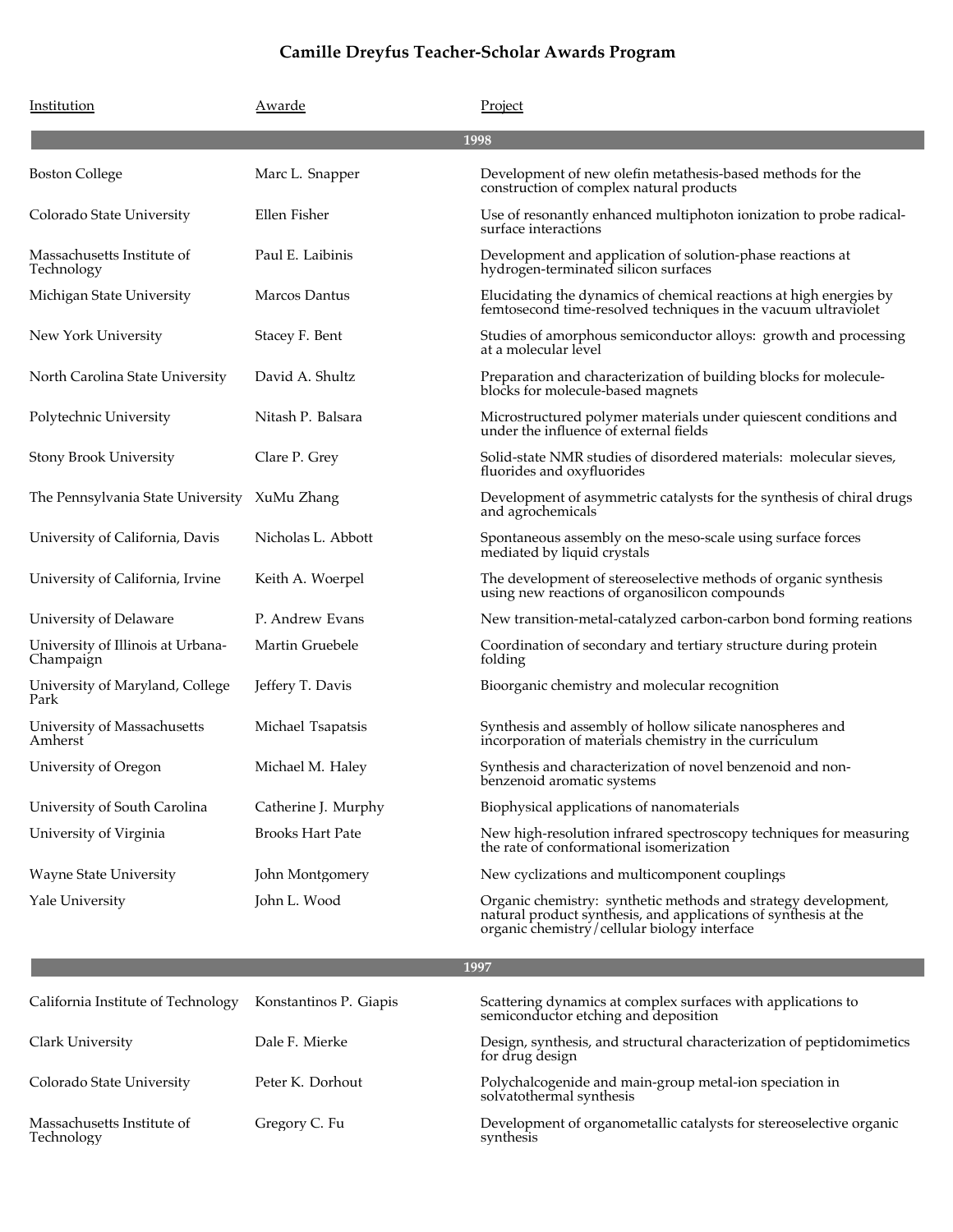# Camille Dreyfus Teacher-Scholar Awards Program

| Institution | Awarde | Project |
|---|---|---|
| **1998** | | |
| Boston College | Marc L. Snapper | Development of new olefin metathesis-based methods for the construction of complex natural products |
| Colorado State University | Ellen Fisher | Use of resonantly enhanced multiphoton ionization to probe radical-surface interactions |
| Massachusetts Institute of Technology | Paul E. Laibinis | Development and application of solution-phase reactions at hydrogen-terminated silicon surfaces |
| Michigan State University | Marcos Dantus | Elucidating the dynamics of chemical reactions at high energies by femtosecond time-resolved techniques in the vacuum ultraviolet |
| New York University | Stacey F. Bent | Studies of amorphous semiconductor alloys: growth and processing at a molecular level |
| North Carolina State University | David A. Shultz | Preparation and characterization of building blocks for molecule-blocks for molecule-based magnets |
| Polytechnic University | Nitash P. Balsara | Microstructured polymer materials under quiescent conditions and under the influence of external fields |
| Stony Brook University | Clare P. Grey | Solid-state NMR studies of disordered materials: molecular sieves, fluorides and oxyfluorides |
| The Pennsylvania State University | XuMu Zhang | Development of asymmetric catalysts for the synthesis of chiral drugs and agrochemicals |
| University of California, Davis | Nicholas L. Abbott | Spontaneous assembly on the meso-scale using surface forces mediated by liquid crystals |
| University of California, Irvine | Keith A. Woerpel | The development of stereoselective methods of organic synthesis using new reactions of organosilicon compounds |
| University of Delaware | P. Andrew Evans | New transition-metal-catalyzed carbon-carbon bond forming reations |
| University of Illinois at Urbana-Champaign | Martin Gruebele | Coordination of secondary and tertiary structure during protein folding |
| University of Maryland, College Park | Jeffery T. Davis | Bioorganic chemistry and molecular recognition |
| University of Massachusetts Amherst | Michael Tsapatsis | Synthesis and assembly of hollow silicate nanospheres and incorporation of materials chemistry in the curriculum |
| University of Oregon | Michael M. Haley | Synthesis and characterization of novel benzenoid and non-benzenoid aromatic systems |
| University of South Carolina | Catherine J. Murphy | Biophysical applications of nanomaterials |
| University of Virginia | Brooks Hart Pate | New high-resolution infrared spectroscopy techniques for measuring the rate of conformational isomerization |
| Wayne State University | John Montgomery | New cyclizations and multicomponent couplings |
| Yale University | John L. Wood | Organic chemistry: synthetic methods and strategy development, natural product synthesis, and applications of synthesis at the organic chemistry/cellular biology interface |
| **1997** | | |
| California Institute of Technology | Konstantinos P. Giapis | Scattering dynamics at complex surfaces with applications to semiconductor etching and deposition |
| Clark University | Dale F. Mierke | Design, synthesis, and structural characterization of peptidomimetics for drug design |
| Colorado State University | Peter K. Dorhout | Polychalcogenide and main-group metal-ion speciation in solvatothermal synthesis |
| Massachusetts Institute of Technology | Gregory C. Fu | Development of organometallic catalysts for stereoselective organic synthesis |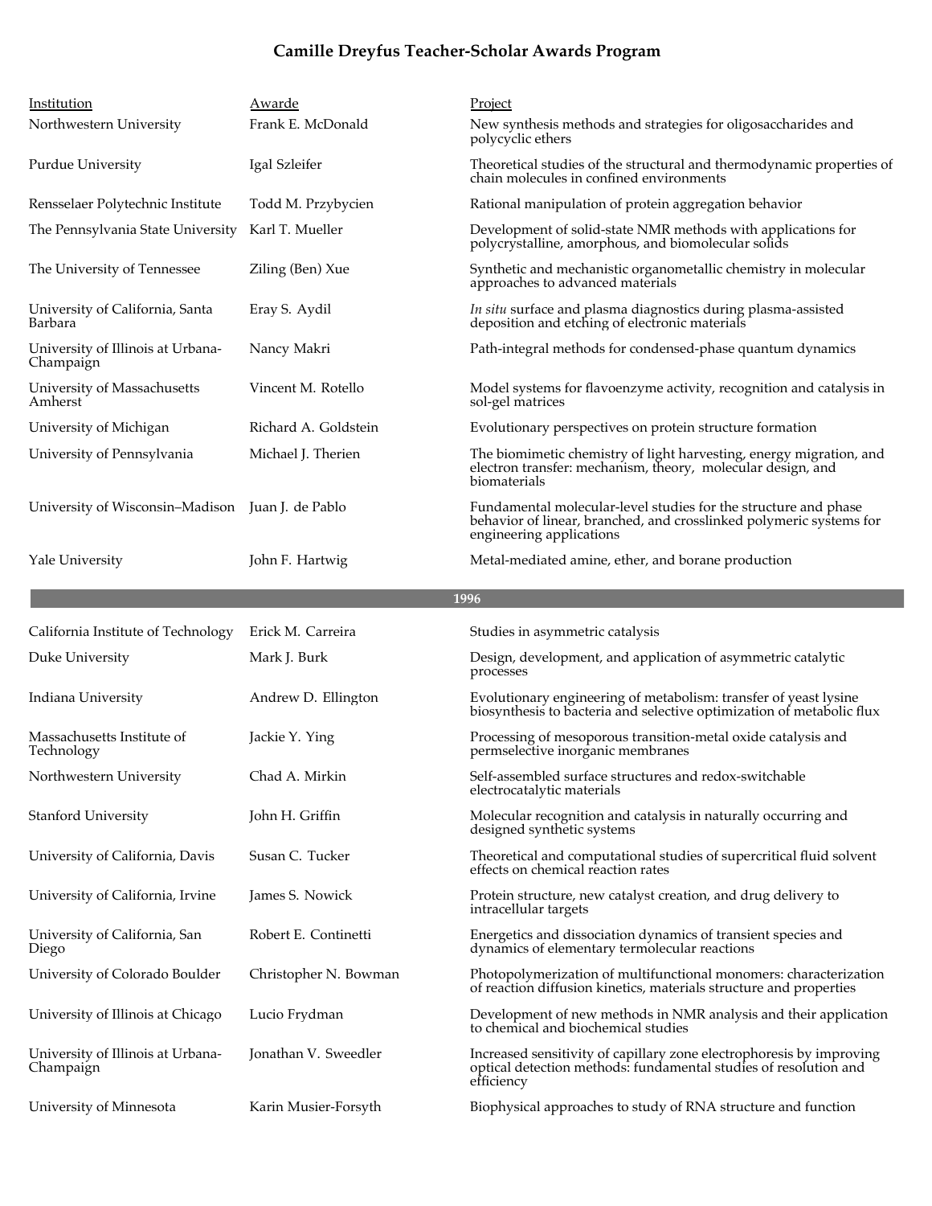## Camille Dreyfus Teacher-Scholar Awards Program

| Institution | Awarde | Project |
|---|---|---|
| Northwestern University | Frank E. McDonald | New synthesis methods and strategies for oligosaccharides and polycyclic ethers |
| Purdue University | Igal Szleifer | Theoretical studies of the structural and thermodynamic properties of chain molecules in confined environments |
| Rensselaer Polytechnic Institute | Todd M. Przybycien | Rational manipulation of protein aggregation behavior |
| The Pennsylvania State University | Karl T. Mueller | Development of solid-state NMR methods with applications for polycrystalline, amorphous, and biomolecular solids |
| The University of Tennessee | Ziling (Ben) Xue | Synthetic and mechanistic organometallic chemistry in molecular approaches to advanced materials |
| University of California, Santa Barbara | Eray S. Aydil | *In situ* surface and plasma diagnostics during plasma-assisted deposition and etching of electronic materials |
| University of Illinois at Urbana-Champaign | Nancy Makri | Path-integral methods for condensed-phase quantum dynamics |
| University of Massachusetts Amherst | Vincent M. Rotello | Model systems for flavoenzyme activity, recognition and catalysis in sol-gel matrices |
| University of Michigan | Richard A. Goldstein | Evolutionary perspectives on protein structure formation |
| University of Pennsylvania | Michael J. Therien | The biomimetic chemistry of light harvesting, energy migration, and electron transfer: mechanism, theory, molecular design, and biomaterials |
| University of Wisconsin–Madison | Juan J. de Pablo | Fundamental molecular-level studies for the structure and phase behavior of linear, branched, and crosslinked polymeric systems for engineering applications |
| Yale University | John F. Hartwig | Metal-mediated amine, ether, and borane production |
| **1996** | | |
| California Institute of Technology | Erick M. Carreira | Studies in asymmetric catalysis |
| Duke University | Mark J. Burk | Design, development, and application of asymmetric catalytic processes |
| Indiana University | Andrew D. Ellington | Evolutionary engineering of metabolism: transfer of yeast lysine biosynthesis to bacteria and selective optimization of metabolic flux |
| Massachusetts Institute of Technology | Jackie Y. Ying | Processing of mesoporous transition-metal oxide catalysis and permselective inorganic membranes |
| Northwestern University | Chad A. Mirkin | Self-assembled surface structures and redox-switchable electrocatalytic materials |
| Stanford University | John H. Griffin | Molecular recognition and catalysis in naturally occurring and designed synthetic systems |
| University of California, Davis | Susan C. Tucker | Theoretical and computational studies of supercritical fluid solvent effects on chemical reaction rates |
| University of California, Irvine | James S. Nowick | Protein structure, new catalyst creation, and drug delivery to intracellular targets |
| University of California, San Diego | Robert E. Continetti | Energetics and dissociation dynamics of transient species and dynamics of elementary termolecular reactions |
| University of Colorado Boulder | Christopher N. Bowman | Photopolymerization of multifunctional monomers: characterization of reaction diffusion kinetics, materials structure and properties |
| University of Illinois at Chicago | Lucio Frydman | Development of new methods in NMR analysis and their application to chemical and biochemical studies |
| University of Illinois at Urbana-Champaign | Jonathan V. Sweedler | Increased sensitivity of capillary zone electrophoresis by improving optical detection methods: fundamental studies of resolution and efficiency |
| University of Minnesota | Karin Musier-Forsyth | Biophysical approaches to study of RNA structure and function |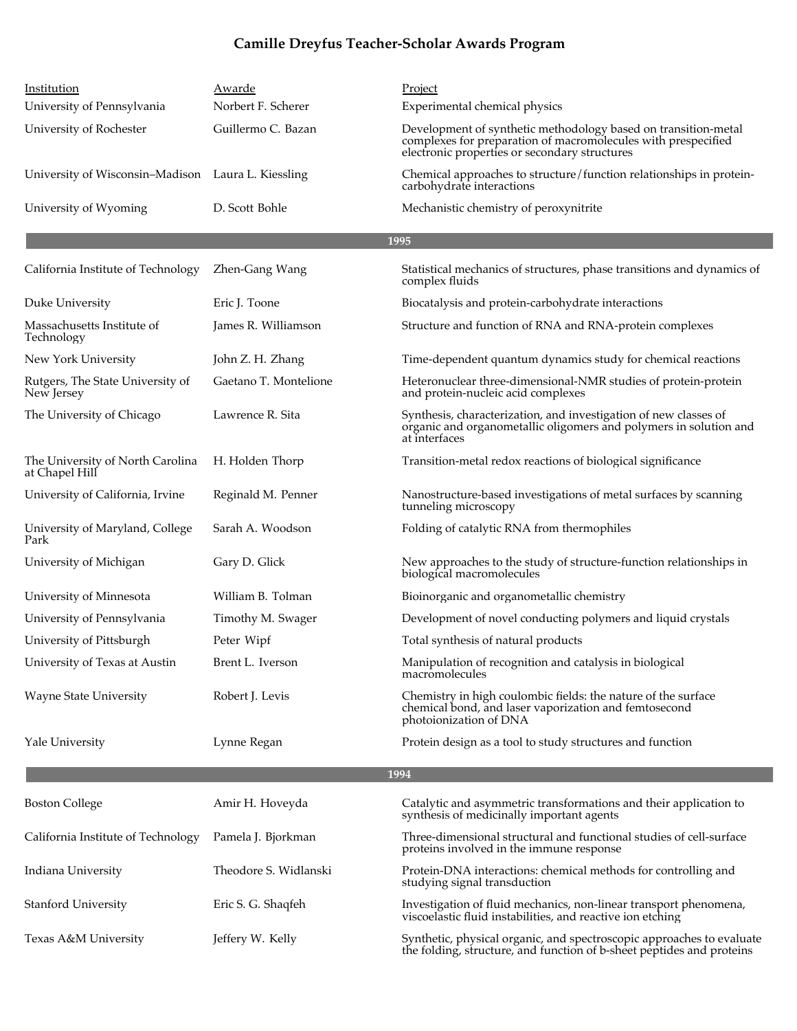# Camille Dreyfus Teacher-Scholar Awards Program

| Institution | Awarde | Project |
| --- | --- | --- |
| University of Pennsylvania | Norbert F. Scherer | Experimental chemical physics |
| University of Rochester | Guillermo C. Bazan | Development of synthetic methodology based on transition-metal complexes for preparation of macromolecules with prespecified electronic properties or secondary structures |
| University of Wisconsin–Madison | Laura L. Kiessling | Chemical approaches to structure/function relationships in protein-carbohydrate interactions |
| University of Wyoming | D. Scott Bohle | Mechanistic chemistry of peroxynitrite |
| | **1995** | |
| California Institute of Technology | Zhen-Gang Wang | Statistical mechanics of structures, phase transitions and dynamics of complex fluids |
| Duke University | Eric J. Toone | Biocatalysis and protein-carbohydrate interactions |
| Massachusetts Institute of Technology | James R. Williamson | Structure and function of RNA and RNA-protein complexes |
| New York University | John Z. H. Zhang | Time-dependent quantum dynamics study for chemical reactions |
| Rutgers, The State University of New Jersey | Gaetano T. Montelione | Heteronuclear three-dimensional-NMR studies of protein-protein and protein-nucleic acid complexes |
| The University of Chicago | Lawrence R. Sita | Synthesis, characterization, and investigation of new classes of organic and organometallic oligomers and polymers in solution and at interfaces |
| The University of North Carolina at Chapel Hill | H. Holden Thorp | Transition-metal redox reactions of biological significance |
| University of California, Irvine | Reginald M. Penner | Nanostructure-based investigations of metal surfaces by scanning tunneling microscopy |
| University of Maryland, College Park | Sarah A. Woodson | Folding of catalytic RNA from thermophiles |
| University of Michigan | Gary D. Glick | New approaches to the study of structure-function relationships in biological macromolecules |
| University of Minnesota | William B. Tolman | Bioinorganic and organometallic chemistry |
| University of Pennsylvania | Timothy M. Swager | Development of novel conducting polymers and liquid crystals |
| University of Pittsburgh | Peter Wipf | Total synthesis of natural products |
| University of Texas at Austin | Brent L. Iverson | Manipulation of recognition and catalysis in biological macromolecules |
| Wayne State University | Robert J. Levis | Chemistry in high coulombic fields: the nature of the surface chemical bond, and laser vaporization and femtosecond photoionization of DNA |
| Yale University | Lynne Regan | Protein design as a tool to study structures and function |
| | **1994** | |
| Boston College | Amir H. Hoveyda | Catalytic and asymmetric transformations and their application to synthesis of medicinally important agents |
| California Institute of Technology | Pamela J. Bjorkman | Three-dimensional structural and functional studies of cell-surface proteins involved in the immune response |
| Indiana University | Theodore S. Widlanski | Protein-DNA interactions: chemical methods for controlling and studying signal transduction |
| Stanford University | Eric S. G. Shaqfeh | Investigation of fluid mechanics, non-linear transport phenomena, viscoelastic fluid instabilities, and reactive ion etching |
| Texas A&M University | Jeffery W. Kelly | Synthetic, physical organic, and spectroscopic approaches to evaluate the folding, structure, and function of b-sheet peptides and proteins |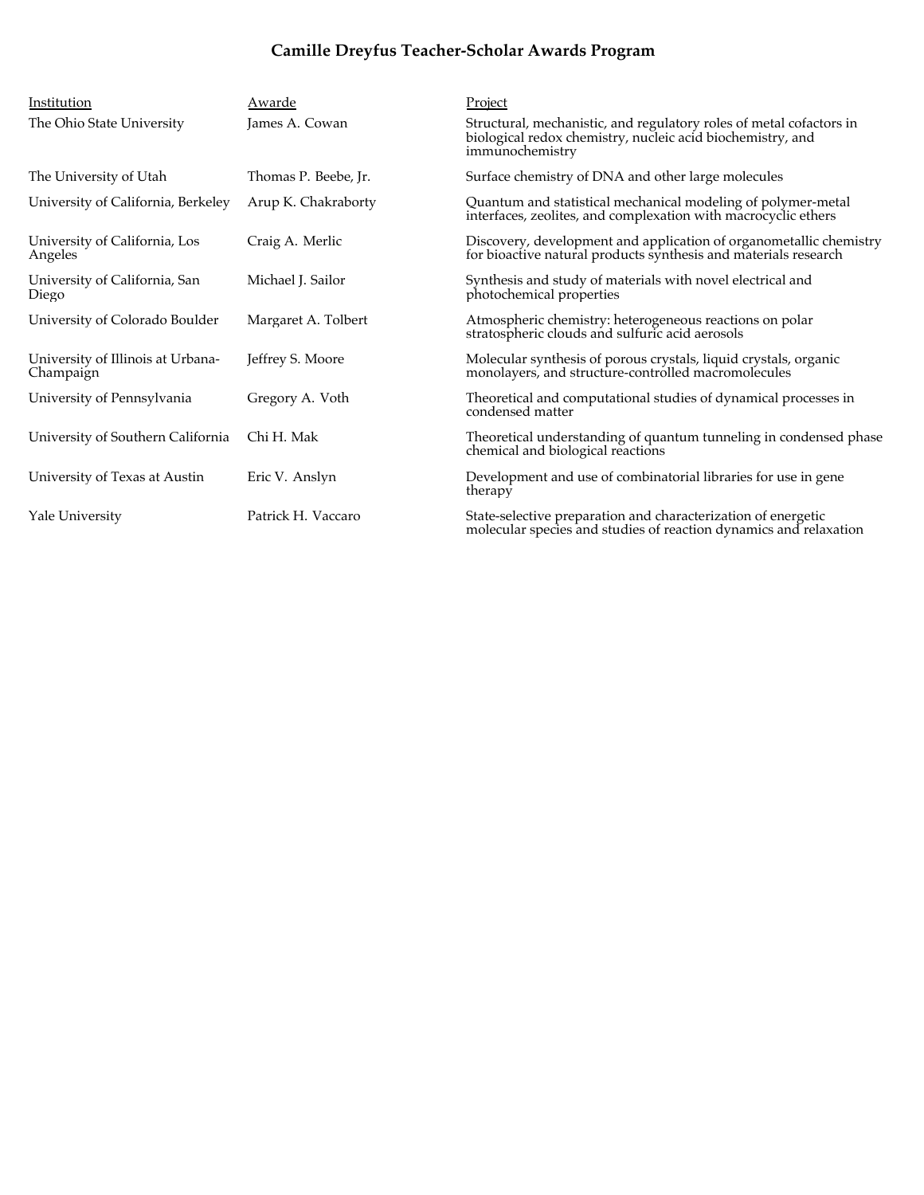# Camille Dreyfus Teacher-Scholar Awards Program

| Institution | Awarde | Project |
| --- | --- | --- |
| The Ohio State University | James A. Cowan | Structural, mechanistic, and regulatory roles of metal cofactors in biological redox chemistry, nucleic acid biochemistry, and immunochemistry |
| The University of Utah | Thomas P. Beebe, Jr. | Surface chemistry of DNA and other large molecules |
| University of California, Berkeley | Arup K. Chakraborty | Quantum and statistical mechanical modeling of polymer-metal interfaces, zeolites, and complexation with macrocyclic ethers |
| University of California, Los Angeles | Craig A. Merlic | Discovery, development and application of organometallic chemistry for bioactive natural products synthesis and materials research |
| University of California, San Diego | Michael J. Sailor | Synthesis and study of materials with novel electrical and photochemical properties |
| University of Colorado Boulder | Margaret A. Tolbert | Atmospheric chemistry: heterogeneous reactions on polar stratospheric clouds and sulfuric acid aerosols |
| University of Illinois at Urbana-Champaign | Jeffrey S. Moore | Molecular synthesis of porous crystals, liquid crystals, organic monolayers, and structure-controlled macromolecules |
| University of Pennsylvania | Gregory A. Voth | Theoretical and computational studies of dynamical processes in condensed matter |
| University of Southern California | Chi H. Mak | Theoretical understanding of quantum tunneling in condensed phase chemical and biological reactions |
| University of Texas at Austin | Eric V. Anslyn | Development and use of combinatorial libraries for use in gene therapy |
| Yale University | Patrick H. Vaccaro | State-selective preparation and characterization of energetic molecular species and studies of reaction dynamics and relaxation |